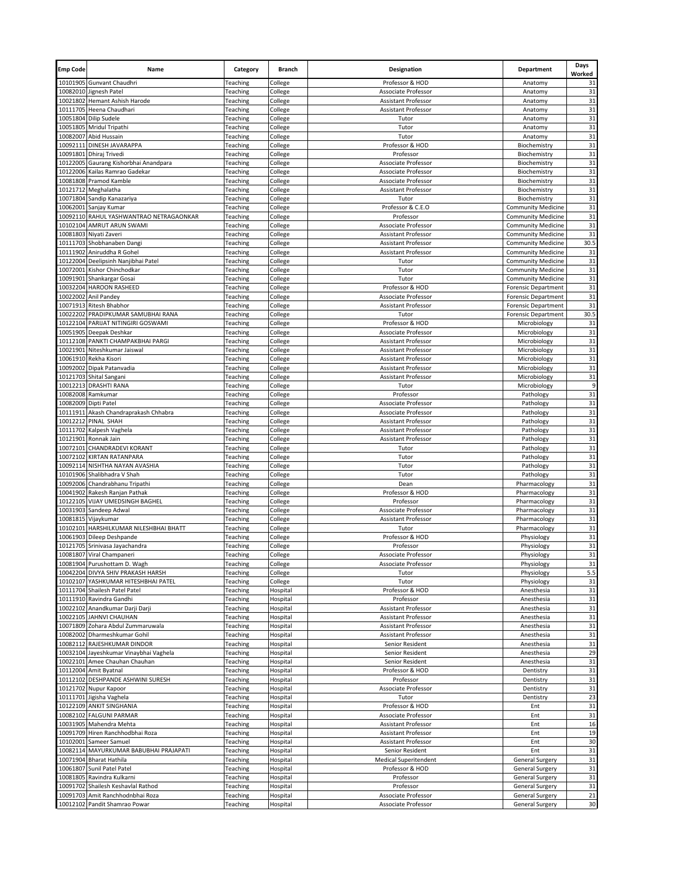| Emp Code | Name | Category | Branch | Designation | Department | Days Worked |
|---|---|---|---|---|---|---|
| 10101905 | Gunvant Chaudhri | Teaching | College | Professor & HOD | Anatomy | 31 |
| 10082010 | Jignesh Patel | Teaching | College | Associate Professor | Anatomy | 31 |
| 10021802 | Hemant Ashish Harode | Teaching | College | Assistant Professor | Anatomy | 31 |
| 10111705 | Heena Chaudhari | Teaching | College | Assistant Professor | Anatomy | 31 |
| 10051804 | Dilip Sudele | Teaching | College | Tutor | Anatomy | 31 |
| 10051805 | Mridul Tripathi | Teaching | College | Tutor | Anatomy | 31 |
| 10082007 | Abid Hussain | Teaching | College | Tutor | Anatomy | 31 |
| 10092111 | DINESH JAVARAPPA | Teaching | College | Professor & HOD | Biochemistry | 31 |
| 10091801 | Dhiraj Trivedi | Teaching | College | Professor | Biochemistry | 31 |
| 10122005 | Gaurang Kishorbhai Anandpara | Teaching | College | Associate Professor | Biochemistry | 31 |
| 10122006 | Kailas Ramrao Gadekar | Teaching | College | Associate Professor | Biochemistry | 31 |
| 10081808 | Pramod Kamble | Teaching | College | Associate Professor | Biochemistry | 31 |
| 10121712 | Meghalatha | Teaching | College | Assistant Professor | Biochemistry | 31 |
| 10071804 | Sandip Kanazariya | Teaching | College | Tutor | Biochemistry | 31 |
| 10062001 | Sanjay Kumar | Teaching | College | Professor & C.E.O | Community Medicine | 31 |
| 10092110 | RAHUL YASHWANTRAO NETRAGAONKAR | Teaching | College | Professor | Community Medicine | 31 |
| 10102104 | AMRUT ARUN SWAMI | Teaching | College | Associate Professor | Community Medicine | 31 |
| 10081803 | Niyati Zaveri | Teaching | College | Assistant Professor | Community Medicine | 31 |
| 10111703 | Shobhanaben Dangi | Teaching | College | Assistant Professor | Community Medicine | 30.5 |
| 10111902 | Aniruddha R Gohel | Teaching | College | Assistant Professor | Community Medicine | 31 |
| 10122004 | Deelipsinh Nanjibhai Patel | Teaching | College | Tutor | Community Medicine | 31 |
| 10072001 | Kishor Chinchodkar | Teaching | College | Tutor | Community Medicine | 31 |
| 10091901 | Shankargar Gosai | Teaching | College | Tutor | Community Medicine | 31 |
| 10032204 | HAROON RASHEED | Teaching | College | Professor & HOD | Forensic Department | 31 |
| 10022002 | Anil Pandey | Teaching | College | Associate Professor | Forensic Department | 31 |
| 10071913 | Ritesh Bhabhor | Teaching | College | Assistant Professor | Forensic Department | 31 |
| 10022202 | PRADIPKUMAR SAMUBHAI RANA | Teaching | College | Tutor | Forensic Department | 30.5 |
| 10122104 | PARIJAT NITINGIRI GOSWAMI | Teaching | College | Professor & HOD | Microbiology | 31 |
| 10051905 | Deepak Deshkar | Teaching | College | Associate Professor | Microbiology | 31 |
| 10112108 | PANKTI CHAMPAKBHAI PARGI | Teaching | College | Assistant Professor | Microbiology | 31 |
| 10021901 | Niteshkumar Jaiswal | Teaching | College | Assistant Professor | Microbiology | 31 |
| 10061910 | Rekha Kisori | Teaching | College | Assistant Professor | Microbiology | 31 |
| 10092002 | Dipak Patanvadia | Teaching | College | Assistant Professor | Microbiology | 31 |
| 10121703 | Shital Sangani | Teaching | College | Assistant Professor | Microbiology | 31 |
| 10012213 | DRASHTI RANA | Teaching | College | Tutor | Microbiology | 9 |
| 10082008 | Ramkumar | Teaching | College | Professor | Pathology | 31 |
| 10082009 | Dipti Patel | Teaching | College | Associate Professor | Pathology | 31 |
| 10111911 | Akash Chandraprakash Chhabra | Teaching | College | Associate Professor | Pathology | 31 |
| 10012212 | PINAL SHAH | Teaching | College | Assistant Professor | Pathology | 31 |
| 10111702 | Kalpesh Vaghela | Teaching | College | Assistant Professor | Pathology | 31 |
| 10121901 | Ronnak Jain | Teaching | College | Assistant Professor | Pathology | 31 |
| 10072101 | CHANDRADEVI KORANT | Teaching | College | Tutor | Pathology | 31 |
| 10072102 | KIRTAN RATANPARA | Teaching | College | Tutor | Pathology | 31 |
| 10092114 | NISHTHA NAYAN AVASHIA | Teaching | College | Tutor | Pathology | 31 |
| 10101906 | Shalibhadra V Shah | Teaching | College | Tutor | Pathology | 31 |
| 10092006 | Chandrabhanu Tripathi | Teaching | College | Dean | Pharmacology | 31 |
| 10041902 | Rakesh Ranjan Pathak | Teaching | College | Professor & HOD | Pharmacology | 31 |
| 10122105 | VIJAY UMEDSINGH BAGHEL | Teaching | College | Professor | Pharmacology | 31 |
| 10031903 | Sandeep Adwal | Teaching | College | Associate Professor | Pharmacology | 31 |
| 10081815 | Vijaykumar | Teaching | College | Assistant Professor | Pharmacology | 31 |
| 10102101 | HARSHILKUMAR NILESHBHAI BHATT | Teaching | College | Tutor | Pharmacology | 31 |
| 10061903 | Dileep Deshpande | Teaching | College | Professor & HOD | Physiology | 31 |
| 10121705 | Srinivasa Jayachandra | Teaching | College | Professor | Physiology | 31 |
| 10081807 | Viral Champaneri | Teaching | College | Associate Professor | Physiology | 31 |
| 10081904 | Purushottam D. Wagh | Teaching | College | Associate Professor | Physiology | 31 |
| 10042204 | DIVYA SHIV PRAKASH HARSH | Teaching | College | Tutor | Physiology | 5.5 |
| 10102107 | YASHKUMAR HITESHBHAI PATEL | Teaching | College | Tutor | Physiology | 31 |
| 10111704 | Shailesh Patel Patel | Teaching | Hospital | Professor & HOD | Anesthesia | 31 |
| 10111910 | Ravindra Gandhi | Teaching | Hospital | Professor | Anesthesia | 31 |
| 10022102 | Anandkumar Darji Darji | Teaching | Hospital | Assistant Professor | Anesthesia | 31 |
| 10022105 | JAHNVI CHAUHAN | Teaching | Hospital | Assistant Professor | Anesthesia | 31 |
| 10071809 | Zohara Abdul Zummaruwala | Teaching | Hospital | Assistant Professor | Anesthesia | 31 |
| 10082002 | Dharmeshkumar Gohil | Teaching | Hospital | Assistant Professor | Anesthesia | 31 |
| 10082112 | RAJESHKUMAR DINDOR | Teaching | Hospital | Senior Resident | Anesthesia | 31 |
| 10032104 | Jayeshkumar Vinaybhai Vaghela | Teaching | Hospital | Senior Resident | Anesthesia | 29 |
| 10022101 | Amee Chauhan Chauhan | Teaching | Hospital | Senior Resident | Anesthesia | 31 |
| 10112004 | Amit Byatnal | Teaching | Hospital | Professor & HOD | Dentistry | 31 |
| 10112102 | DESHPANDE ASHWINI SURESH | Teaching | Hospital | Professor | Dentistry | 31 |
| 10121702 | Nupur Kapoor | Teaching | Hospital | Associate Professor | Dentistry | 31 |
| 10111701 | Jigisha Vaghela | Teaching | Hospital | Tutor | Dentistry | 23 |
| 10122109 | ANKIT SINGHANIA | Teaching | Hospital | Professor & HOD | Ent | 31 |
| 10082102 | FALGUNI PARMAR | Teaching | Hospital | Associate Professor | Ent | 31 |
| 10031905 | Mahendra Mehta | Teaching | Hospital | Assistant Professor | Ent | 16 |
| 10091709 | Hiren Ranchhodbhai Roza | Teaching | Hospital | Assistant Professor | Ent | 19 |
| 10102001 | Sameer Samuel | Teaching | Hospital | Assistant Professor | Ent | 30 |
| 10082114 | MAYURKUMAR BABUBHAI PRAJAPATI | Teaching | Hospital | Senior Resident | Ent | 31 |
| 10071904 | Bharat Hathila | Teaching | Hospital | Medical Superitendent | General Surgery | 31 |
| 10061807 | Sunil Patel Patel | Teaching | Hospital | Professor & HOD | General Surgery | 31 |
| 10081805 | Ravindra Kulkarni | Teaching | Hospital | Professor | General Surgery | 31 |
| 10091702 | Shailesh Keshavlal Rathod | Teaching | Hospital | Professor | General Surgery | 31 |
| 10091703 | Amit Ranchhodnbhai Roza | Teaching | Hospital | Associate Professor | General Surgery | 21 |
| 10012102 | Pandit Shamrao Powar | Teaching | Hospital | Associate Professor | General Surgery | 30 |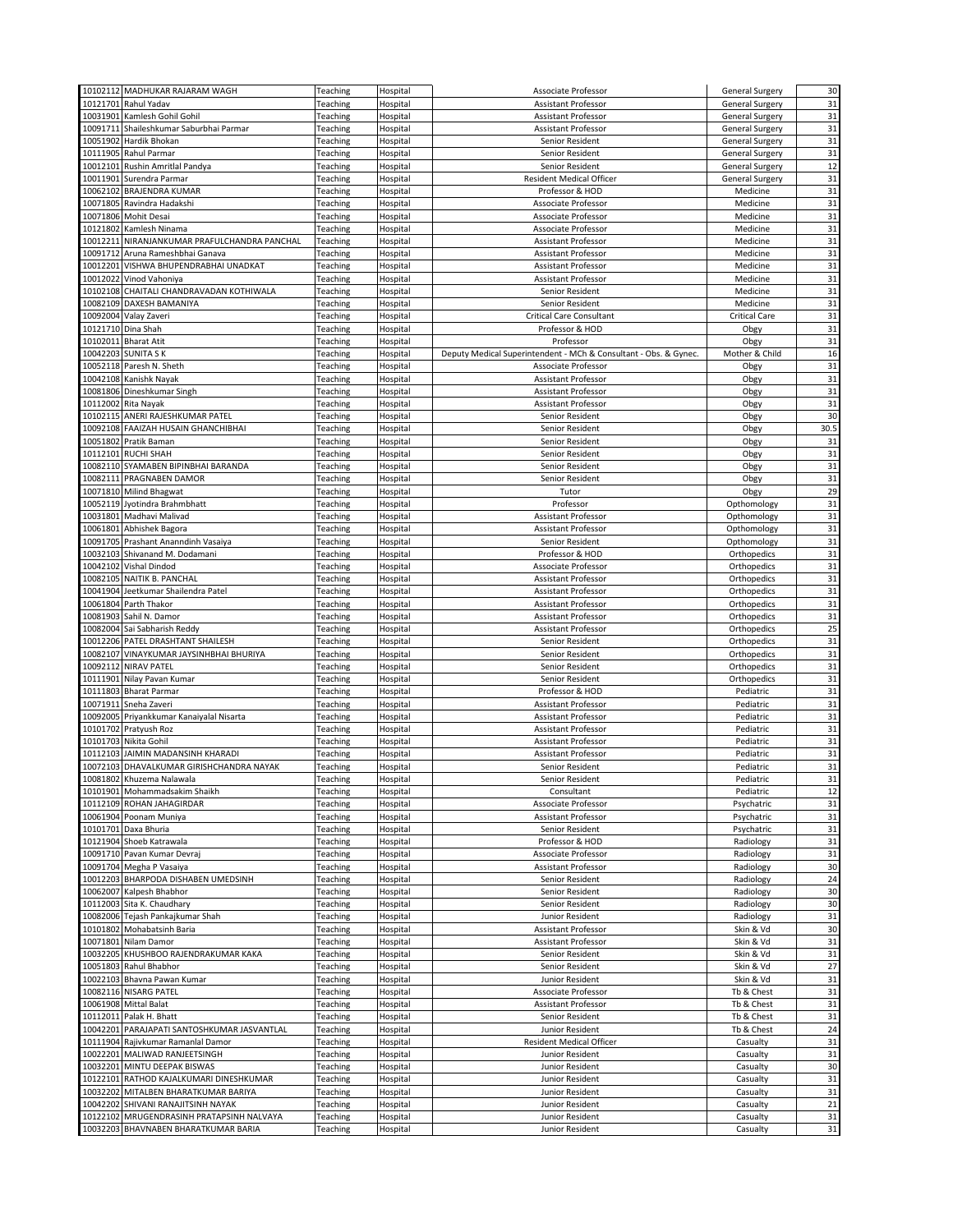| | | | | | | |
|---|---|---|---|---|---|---|
| 10102112 | MADHUKAR RAJARAM WAGH | Teaching | Hospital | Associate Professor | General Surgery | 30 |
| 10121701 | Rahul Yadav | Teaching | Hospital | Assistant Professor | General Surgery | 31 |
| 10031901 | Kamlesh Gohil Gohil | Teaching | Hospital | Assistant Professor | General Surgery | 31 |
| 10091711 | Shaileshkumar Saburbhai Parmar | Teaching | Hospital | Assistant Professor | General Surgery | 31 |
| 10051902 | Hardik Bhokan | Teaching | Hospital | Senior Resident | General Surgery | 31 |
| 10111905 | Rahul Parmar | Teaching | Hospital | Senior Resident | General Surgery | 31 |
| 10012101 | Rushin Amritlal Pandya | Teaching | Hospital | Senior Resident | General Surgery | 12 |
| 10011901 | Surendra Parmar | Teaching | Hospital | Resident Medical Officer | General Surgery | 31 |
| 10062102 | BRAJENDRA KUMAR | Teaching | Hospital | Professor & HOD | Medicine | 31 |
| 10071805 | Ravindra Hadakshi | Teaching | Hospital | Associate Professor | Medicine | 31 |
| 10071806 | Mohit Desai | Teaching | Hospital | Associate Professor | Medicine | 31 |
| 10121802 | Kamlesh Ninama | Teaching | Hospital | Associate Professor | Medicine | 31 |
| 10012211 | NIRANJANKUMAR PRAFULCHANDRA PANCHAL | Teaching | Hospital | Assistant Professor | Medicine | 31 |
| 10091712 | Aruna Rameshbhai Ganava | Teaching | Hospital | Assistant Professor | Medicine | 31 |
| 10012201 | VISHWA BHUPENDRABHAI UNADKAT | Teaching | Hospital | Assistant Professor | Medicine | 31 |
| 10012022 | Vinod Vahoniya | Teaching | Hospital | Assistant Professor | Medicine | 31 |
| 10102108 | CHAITALI CHANDRAVADAN KOTHIWALA | Teaching | Hospital | Senior Resident | Medicine | 31 |
| 10082109 | DAXESH BAMANIYA | Teaching | Hospital | Senior Resident | Medicine | 31 |
| 10092004 | Valay Zaveri | Teaching | Hospital | Critical Care Consultant | Critical Care | 31 |
| 10121710 | Dina Shah | Teaching | Hospital | Professor & HOD | Obgy | 31 |
| 10102011 | Bharat Atit | Teaching | Hospital | Professor | Obgy | 31 |
| 10042203 | SUNITA S K | Teaching | Hospital | Deputy Medical Superintendent - MCh & Consultant - Obs. & Gynec. | Mother & Child | 16 |
| 10052118 | Paresh N. Sheth | Teaching | Hospital | Associate Professor | Obgy | 31 |
| 10042108 | Kanishk Nayak | Teaching | Hospital | Assistant Professor | Obgy | 31 |
| 10081806 | Dineshkumar Singh | Teaching | Hospital | Assistant Professor | Obgy | 31 |
| 10112002 | Rita Nayak | Teaching | Hospital | Assistant Professor | Obgy | 31 |
| 10102115 | ANERI RAJESHKUMAR PATEL | Teaching | Hospital | Senior Resident | Obgy | 30 |
| 10092108 | FAAIZAH HUSAIN GHANCHIBHAI | Teaching | Hospital | Senior Resident | Obgy | 30.5 |
| 10051802 | Pratik Baman | Teaching | Hospital | Senior Resident | Obgy | 31 |
| 10112101 | RUCHI SHAH | Teaching | Hospital | Senior Resident | Obgy | 31 |
| 10082110 | SYAMABEN BIPINBHAI BARANDA | Teaching | Hospital | Senior Resident | Obgy | 31 |
| 10082111 | PRAGNABEN DAMOR | Teaching | Hospital | Senior Resident | Obgy | 31 |
| 10071810 | Milind Bhagwat | Teaching | Hospital | Tutor | Obgy | 29 |
| 10052119 | Jyotindra Brahmbhatt | Teaching | Hospital | Professor | Opthomology | 31 |
| 10031801 | Madhavi Malivad | Teaching | Hospital | Assistant Professor | Opthomology | 31 |
| 10061801 | Abhishek Bagora | Teaching | Hospital | Assistant Professor | Opthomology | 31 |
| 10091705 | Prashant Ananndinh Vasaiya | Teaching | Hospital | Senior Resident | Opthomology | 31 |
| 10032103 | Shivanand M. Dodamani | Teaching | Hospital | Professor & HOD | Orthopedics | 31 |
| 10042102 | Vishal Dindod | Teaching | Hospital | Associate Professor | Orthopedics | 31 |
| 10082105 | NAITIK B. PANCHAL | Teaching | Hospital | Assistant Professor | Orthopedics | 31 |
| 10041904 | Jeetkumar Shailendra Patel | Teaching | Hospital | Assistant Professor | Orthopedics | 31 |
| 10061804 | Parth Thakor | Teaching | Hospital | Assistant Professor | Orthopedics | 31 |
| 10081903 | Sahil N. Damor | Teaching | Hospital | Assistant Professor | Orthopedics | 31 |
| 10082004 | Sai Sabharish Reddy | Teaching | Hospital | Assistant Professor | Orthopedics | 25 |
| 10012206 | PATEL DRASHTANT SHAILESH | Teaching | Hospital | Senior Resident | Orthopedics | 31 |
| 10082107 | VINAYKUMAR JAYSINHBHAI BHURIYA | Teaching | Hospital | Senior Resident | Orthopedics | 31 |
| 10092112 | NIRAV PATEL | Teaching | Hospital | Senior Resident | Orthopedics | 31 |
| 10111901 | Nilay Pavan Kumar | Teaching | Hospital | Senior Resident | Orthopedics | 31 |
| 10111803 | Bharat Parmar | Teaching | Hospital | Professor & HOD | Pediatric | 31 |
| 10071911 | Sneha Zaveri | Teaching | Hospital | Assistant Professor | Pediatric | 31 |
| 10092005 | Priyankkumar Kanaiyalal Nisarta | Teaching | Hospital | Assistant Professor | Pediatric | 31 |
| 10101702 | Pratyush Roz | Teaching | Hospital | Assistant Professor | Pediatric | 31 |
| 10101703 | Nikita Gohil | Teaching | Hospital | Assistant Professor | Pediatric | 31 |
| 10112103 | JAIMIN MADANSINH KHARADI | Teaching | Hospital | Assistant Professor | Pediatric | 31 |
| 10072103 | DHAVALKUMAR GIRISHCHANDRA NAYAK | Teaching | Hospital | Senior Resident | Pediatric | 31 |
| 10081802 | Khuzema Nalawala | Teaching | Hospital | Senior Resident | Pediatric | 31 |
| 10101901 | Mohammadsakim Shaikh | Teaching | Hospital | Consultant | Pediatric | 12 |
| 10112109 | ROHAN JAHAGIRDAR | Teaching | Hospital | Associate Professor | Psychatric | 31 |
| 10061904 | Poonam Muniya | Teaching | Hospital | Assistant Professor | Psychatric | 31 |
| 10101701 | Daxa Bhuria | Teaching | Hospital | Senior Resident | Psychatric | 31 |
| 10121904 | Shoeb Katrawala | Teaching | Hospital | Professor & HOD | Radiology | 31 |
| 10091710 | Pavan Kumar Devraj | Teaching | Hospital | Associate Professor | Radiology | 31 |
| 10091704 | Megha P Vasaiya | Teaching | Hospital | Assistant Professor | Radiology | 30 |
| 10012203 | BHARPODA DISHABEN UMEDSINH | Teaching | Hospital | Senior Resident | Radiology | 24 |
| 10062007 | Kalpesh Bhabhor | Teaching | Hospital | Senior Resident | Radiology | 30 |
| 10112003 | Sita K. Chaudhary | Teaching | Hospital | Senior Resident | Radiology | 30 |
| 10082006 | Tejash Pankajkumar Shah | Teaching | Hospital | Junior Resident | Radiology | 31 |
| 10101802 | Mohabatsinh Baria | Teaching | Hospital | Assistant Professor | Skin & Vd | 30 |
| 10071801 | Nilam Damor | Teaching | Hospital | Assistant Professor | Skin & Vd | 31 |
| 10032205 | KHUSHBOO RAJENDRAKUMAR KAKA | Teaching | Hospital | Senior Resident | Skin & Vd | 31 |
| 10051803 | Rahul Bhabhor | Teaching | Hospital | Senior Resident | Skin & Vd | 27 |
| 10022103 | Bhavna Pawan Kumar | Teaching | Hospital | Junior Resident | Skin & Vd | 31 |
| 10082116 | NISARG PATEL | Teaching | Hospital | Associate Professor | Tb & Chest | 31 |
| 10061908 | Mittal Balat | Teaching | Hospital | Assistant Professor | Tb & Chest | 31 |
| 10112011 | Palak H. Bhatt | Teaching | Hospital | Senior Resident | Tb & Chest | 31 |
| 10042201 | PARAJAPATI SANTOSHKUMAR JASVANTLAL | Teaching | Hospital | Junior Resident | Tb & Chest | 24 |
| 10111904 | Rajivkumar Ramanlal Damor | Teaching | Hospital | Resident Medical Officer | Casualty | 31 |
| 10022201 | MALIWAD RANJEETSINGH | Teaching | Hospital | Junior Resident | Casualty | 31 |
| 10032201 | MINTU DEEPAK BISWAS | Teaching | Hospital | Junior Resident | Casualty | 30 |
| 10122101 | RATHOD KAJALKUMARI DINESHKUMAR | Teaching | Hospital | Junior Resident | Casualty | 31 |
| 10032202 | MITALBEN BHARATKUMAR BARIYA | Teaching | Hospital | Junior Resident | Casualty | 31 |
| 10042202 | SHIVANI RANAJITSINH NAYAK | Teaching | Hospital | Junior Resident | Casualty | 21 |
| 10122102 | MRUGENDRASINH PRATAPSINH NALVAYA | Teaching | Hospital | Junior Resident | Casualty | 31 |
| 10032203 | BHAVNABEN BHARATKUMAR BARIA | Teaching | Hospital | Junior Resident | Casualty | 31 |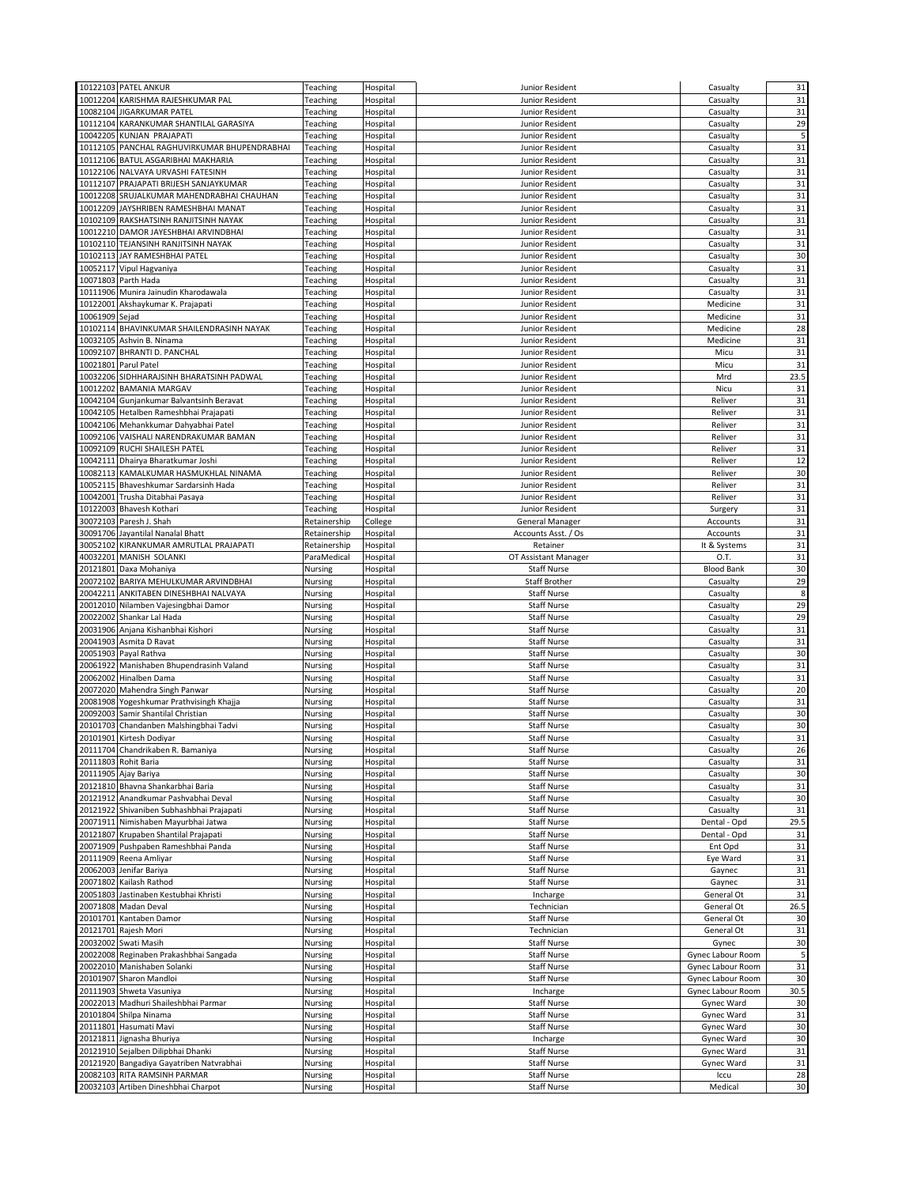| | | | | | | |
|---|---|---|---|---|---|---|
| 10122103 | PATEL ANKUR | Teaching | Hospital | Junior Resident | Casualty | 31 |
| 10012204 | KARISHMA RAJESHKUMAR PAL | Teaching | Hospital | Junior Resident | Casualty | 31 |
| 10082104 | JIGARKUMAR PATEL | Teaching | Hospital | Junior Resident | Casualty | 31 |
| 10112104 | KARANKUMAR SHANTILAL GARASIYA | Teaching | Hospital | Junior Resident | Casualty | 29 |
| 10042205 | KUNJAN PRAJAPATI | Teaching | Hospital | Junior Resident | Casualty | 5 |
| 10112105 | PANCHAL RAGHUVIRKUMAR BHUPENDRABHAI | Teaching | Hospital | Junior Resident | Casualty | 31 |
| 10112106 | BATUL ASGARIBHAI MAKHARIA | Teaching | Hospital | Junior Resident | Casualty | 31 |
| 10122106 | NALVAYA URVASHI FATESINH | Teaching | Hospital | Junior Resident | Casualty | 31 |
| 10112107 | PRAJAPATI BRIJESH SANJAYKUMAR | Teaching | Hospital | Junior Resident | Casualty | 31 |
| 10012208 | SRUJALKUMAR MAHENDRABHAI CHAUHAN | Teaching | Hospital | Junior Resident | Casualty | 31 |
| 10012209 | JAYSHRIBEN RAMESHBHAI MANAT | Teaching | Hospital | Junior Resident | Casualty | 31 |
| 10102109 | RAKSHATSINH RANJITSINH NAYAK | Teaching | Hospital | Junior Resident | Casualty | 31 |
| 10012210 | DAMOR JAYESHBHAI ARVINDBHAI | Teaching | Hospital | Junior Resident | Casualty | 31 |
| 10102110 | TEJANSINH RANJITSINH NAYAK | Teaching | Hospital | Junior Resident | Casualty | 31 |
| 10102113 | JAY RAMESHBHAI PATEL | Teaching | Hospital | Junior Resident | Casualty | 30 |
| 10052117 | Vipul Hagvaniya | Teaching | Hospital | Junior Resident | Casualty | 31 |
| 10071803 | Parth Hada | Teaching | Hospital | Junior Resident | Casualty | 31 |
| 10111906 | Munira Jainudin Kharodawala | Teaching | Hospital | Junior Resident | Casualty | 31 |
| 10122001 | Akshaykumar K. Prajapati | Teaching | Hospital | Junior Resident | Medicine | 31 |
| 10061909 | Sejad | Teaching | Hospital | Junior Resident | Medicine | 31 |
| 10102114 | BHAVINKUMAR SHAILENDRASINH NAYAK | Teaching | Hospital | Junior Resident | Medicine | 28 |
| 10032105 | Ashvin B. Ninama | Teaching | Hospital | Junior Resident | Medicine | 31 |
| 10092107 | BHRANTI D. PANCHAL | Teaching | Hospital | Junior Resident | Micu | 31 |
| 10021801 | Parul Patel | Teaching | Hospital | Junior Resident | Micu | 31 |
| 10032206 | SIDHHARAJSINH BHARATSINH PADWAL | Teaching | Hospital | Junior Resident | Mrd | 23.5 |
| 10012202 | BAMANIA MARGAV | Teaching | Hospital | Junior Resident | Nicu | 31 |
| 10042104 | Gunjankumar Balvantsinh Beravat | Teaching | Hospital | Junior Resident | Reliver | 31 |
| 10042105 | Hetalben Rameshbhai Prajapati | Teaching | Hospital | Junior Resident | Reliver | 31 |
| 10042106 | Mehankkumar Dahyabhai Patel | Teaching | Hospital | Junior Resident | Reliver | 31 |
| 10092106 | VAISHALI NARENDRAKUMAR BAMAN | Teaching | Hospital | Junior Resident | Reliver | 31 |
| 10092109 | RUCHI SHAILESH PATEL | Teaching | Hospital | Junior Resident | Reliver | 31 |
| 10042111 | Dhairya Bharatkumar Joshi | Teaching | Hospital | Junior Resident | Reliver | 12 |
| 10082113 | KAMALKUMAR HASMUKHLAL NINAMA | Teaching | Hospital | Junior Resident | Reliver | 30 |
| 10052115 | Bhaveshkumar Sardarsinh Hada | Teaching | Hospital | Junior Resident | Reliver | 31 |
| 10042001 | Trusha Ditabhai Pasaya | Teaching | Hospital | Junior Resident | Reliver | 31 |
| 10122003 | Bhavesh Kothari | Teaching | Hospital | Junior Resident | Surgery | 31 |
| 30072103 | Paresh J. Shah | Retainership | College | General Manager | Accounts | 31 |
| 30091706 | Jayantilal Nanalal Bhatt | Retainership | Hospital | Accounts Asst. / Os | Accounts | 31 |
| 30052102 | KIRANKUMAR AMRUTLAL PRAJAPATI | Retainership | Hospital | Retainer | It & Systems | 31 |
| 40032201 | MANISH SOLANKI | ParaMedical | Hospital | OT Assistant Manager | O.T. | 31 |
| 20121801 | Daxa Mohaniya | Nursing | Hospital | Staff Nurse | Blood Bank | 30 |
| 20072102 | BARIYA MEHULKUMAR ARVINDBHAI | Nursing | Hospital | Staff Brother | Casualty | 29 |
| 20042211 | ANKITABEN DINESHBHAI NALVAYA | Nursing | Hospital | Staff Nurse | Casualty | 8 |
| 20012010 | Nilamben Vajesingbhai Damor | Nursing | Hospital | Staff Nurse | Casualty | 29 |
| 20022002 | Shankar Lal Hada | Nursing | Hospital | Staff Nurse | Casualty | 29 |
| 20031906 | Anjana Kishanbhai Kishori | Nursing | Hospital | Staff Nurse | Casualty | 31 |
| 20041903 | Asmita D Ravat | Nursing | Hospital | Staff Nurse | Casualty | 31 |
| 20051903 | Payal Rathva | Nursing | Hospital | Staff Nurse | Casualty | 30 |
| 20061922 | Manishaben Bhupendrasinh Valand | Nursing | Hospital | Staff Nurse | Casualty | 31 |
| 20062002 | Hinalben Dama | Nursing | Hospital | Staff Nurse | Casualty | 31 |
| 20072020 | Mahendra Singh Panwar | Nursing | Hospital | Staff Nurse | Casualty | 20 |
| 20081908 | Yogeshkumar Prathvisingh Khajja | Nursing | Hospital | Staff Nurse | Casualty | 31 |
| 20092003 | Samir Shantilal Christian | Nursing | Hospital | Staff Nurse | Casualty | 30 |
| 20101703 | Chandanben Malshingbhai Tadvi | Nursing | Hospital | Staff Nurse | Casualty | 30 |
| 20101901 | Kirtesh Dodiyar | Nursing | Hospital | Staff Nurse | Casualty | 31 |
| 20111704 | Chandrikaben R. Bamaniya | Nursing | Hospital | Staff Nurse | Casualty | 26 |
| 20111803 | Rohit Baria | Nursing | Hospital | Staff Nurse | Casualty | 31 |
| 20111905 | Ajay Bariya | Nursing | Hospital | Staff Nurse | Casualty | 30 |
| 20121810 | Bhavna Shankarbhai Baria | Nursing | Hospital | Staff Nurse | Casualty | 31 |
| 20121912 | Anandkumar Pashvabhai Deval | Nursing | Hospital | Staff Nurse | Casualty | 30 |
| 20121922 | Shivaniben Subhashbhai Prajapati | Nursing | Hospital | Staff Nurse | Casualty | 31 |
| 20071911 | Nimishaben Mayurbhai Jatwa | Nursing | Hospital | Staff Nurse | Dental - Opd | 29.5 |
| 20121807 | Krupaben Shantilal Prajapati | Nursing | Hospital | Staff Nurse | Dental - Opd | 31 |
| 20071909 | Pushpaben Rameshbhai Panda | Nursing | Hospital | Staff Nurse | Ent Opd | 31 |
| 20111909 | Reena Amliyar | Nursing | Hospital | Staff Nurse | Eye Ward | 31 |
| 20062003 | Jenifar Bariya | Nursing | Hospital | Staff Nurse | Gaynec | 31 |
| 20071802 | Kailash Rathod | Nursing | Hospital | Staff Nurse | Gaynec | 31 |
| 20051803 | Jastinaben Kestubhai Khristi | Nursing | Hospital | Incharge | General Ot | 31 |
| 20071808 | Madan Deval | Nursing | Hospital | Technician | General Ot | 26.5 |
| 20101701 | Kantaben Damor | Nursing | Hospital | Staff Nurse | General Ot | 30 |
| 20121701 | Rajesh Mori | Nursing | Hospital | Technician | General Ot | 31 |
| 20032002 | Swati Masih | Nursing | Hospital | Staff Nurse | Gynec | 30 |
| 20022008 | Reginaben Prakashbhai Sangada | Nursing | Hospital | Staff Nurse | Gynec Labour Room | 5 |
| 20022010 | Manishaben Solanki | Nursing | Hospital | Staff Nurse | Gynec Labour Room | 31 |
| 20101907 | Sharon Mandloi | Nursing | Hospital | Staff Nurse | Gynec Labour Room | 30 |
| 20111903 | Shweta Vasuniya | Nursing | Hospital | Incharge | Gynec Labour Room | 30.5 |
| 20022013 | Madhuri Shaileshbhai Parmar | Nursing | Hospital | Staff Nurse | Gynec Ward | 30 |
| 20101804 | Shilpa Ninama | Nursing | Hospital | Staff Nurse | Gynec Ward | 31 |
| 20111801 | Hasumati Mavi | Nursing | Hospital | Staff Nurse | Gynec Ward | 30 |
| 20121811 | Jignasha Bhuriya | Nursing | Hospital | Incharge | Gynec Ward | 30 |
| 20121910 | Sejalben Dilipbhai Dhanki | Nursing | Hospital | Staff Nurse | Gynec Ward | 31 |
| 20121920 | Bangadiya Gayatriben Natvrabhai | Nursing | Hospital | Staff Nurse | Gynec Ward | 31 |
| 20082103 | RITA RAMSINH PARMAR | Nursing | Hospital | Staff Nurse | Iccu | 28 |
| 20032103 | Artiben Dineshbhai Charpot | Nursing | Hospital | Staff Nurse | Medical | 30 |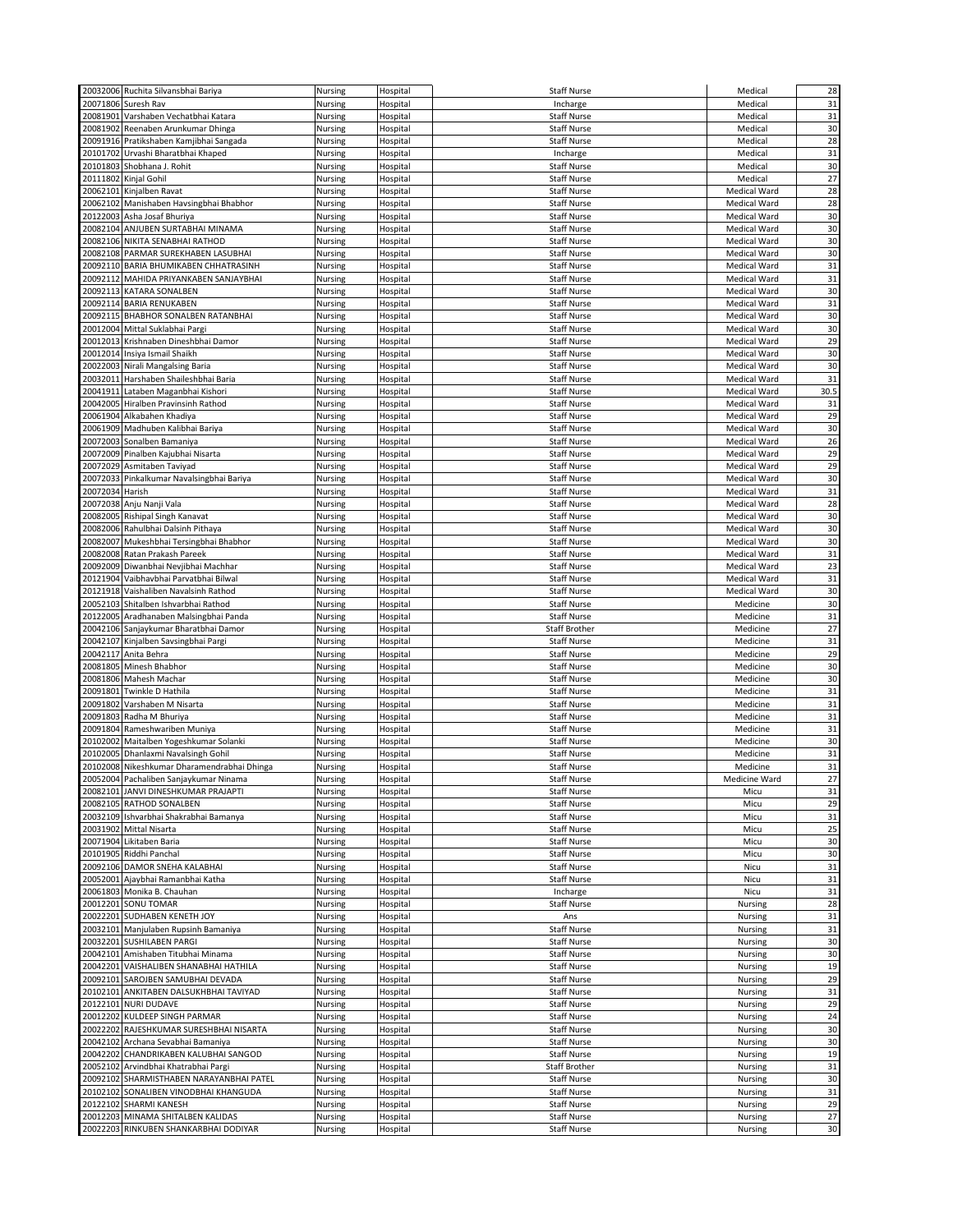| | | | | | | |
|---|---|---|---|---|---|---|
| 20032006 | Ruchita Silvansbhai Bariya | Nursing | Hospital | Staff Nurse | Medical | 28 |
| 20071806 | Suresh Rav | Nursing | Hospital | Incharge | Medical | 31 |
| 20081901 | Varshaben Vechatbhai Katara | Nursing | Hospital | Staff Nurse | Medical | 31 |
| 20081902 | Reenaben Arunkumar Dhinga | Nursing | Hospital | Staff Nurse | Medical | 30 |
| 20091916 | Pratikshaben Kamjibhai Sangada | Nursing | Hospital | Staff Nurse | Medical | 28 |
| 20101702 | Urvashi Bharatbhai Khaped | Nursing | Hospital | Incharge | Medical | 31 |
| 20101803 | Shobhana J. Rohit | Nursing | Hospital | Staff Nurse | Medical | 30 |
| 20111802 | Kinjal Gohil | Nursing | Hospital | Staff Nurse | Medical | 27 |
| 20062101 | Kinjalben Ravat | Nursing | Hospital | Staff Nurse | Medical Ward | 28 |
| 20062102 | Manishaben Havsingbhai Bhabhor | Nursing | Hospital | Staff Nurse | Medical Ward | 28 |
| 20122003 | Asha Josaf Bhuriya | Nursing | Hospital | Staff Nurse | Medical Ward | 30 |
| 20082104 | ANJUBEN SURTABHAI MINAMA | Nursing | Hospital | Staff Nurse | Medical Ward | 30 |
| 20082106 | NIKITA SENABHAI RATHOD | Nursing | Hospital | Staff Nurse | Medical Ward | 30 |
| 20082108 | PARMAR SUREKHABEN LASUBHAI | Nursing | Hospital | Staff Nurse | Medical Ward | 30 |
| 20092110 | BARIA BHUMIKABEN CHHATRASINH | Nursing | Hospital | Staff Nurse | Medical Ward | 31 |
| 20092112 | MAHIDA PRIYANKABEN SANJAYBHAI | Nursing | Hospital | Staff Nurse | Medical Ward | 31 |
| 20092113 | KATARA SONALBEN | Nursing | Hospital | Staff Nurse | Medical Ward | 30 |
| 20092114 | BARIA RENUKABEN | Nursing | Hospital | Staff Nurse | Medical Ward | 31 |
| 20092115 | BHABHOR SONALBEN RATANBHAI | Nursing | Hospital | Staff Nurse | Medical Ward | 30 |
| 20012004 | Mittal Suklabhai Pargi | Nursing | Hospital | Staff Nurse | Medical Ward | 30 |
| 20012013 | Krishnaben Dineshbhai Damor | Nursing | Hospital | Staff Nurse | Medical Ward | 29 |
| 20012014 | Insiya Ismail Shaikh | Nursing | Hospital | Staff Nurse | Medical Ward | 30 |
| 20022003 | Nirali Mangalsing Baria | Nursing | Hospital | Staff Nurse | Medical Ward | 30 |
| 20032011 | Harshaben Shaileshbhai Baria | Nursing | Hospital | Staff Nurse | Medical Ward | 31 |
| 20041911 | Lataben Maganbhai Kishori | Nursing | Hospital | Staff Nurse | Medical Ward | 30.5 |
| 20042005 | Hiralben Pravinsinh Rathod | Nursing | Hospital | Staff Nurse | Medical Ward | 31 |
| 20061904 | Alkabahen Khadiya | Nursing | Hospital | Staff Nurse | Medical Ward | 29 |
| 20061909 | Madhuben Kalibhai Bariya | Nursing | Hospital | Staff Nurse | Medical Ward | 30 |
| 20072003 | Sonalben Bamaniya | Nursing | Hospital | Staff Nurse | Medical Ward | 26 |
| 20072009 | Pinalben Kajubhai Nisarta | Nursing | Hospital | Staff Nurse | Medical Ward | 29 |
| 20072029 | Asmitaben Taviyad | Nursing | Hospital | Staff Nurse | Medical Ward | 29 |
| 20072033 | Pinkalkumar Navalsingbhai Bariya | Nursing | Hospital | Staff Nurse | Medical Ward | 30 |
| 20072034 | Harish | Nursing | Hospital | Staff Nurse | Medical Ward | 31 |
| 20072038 | Anju Nanji Vala | Nursing | Hospital | Staff Nurse | Medical Ward | 28 |
| 20082005 | Rishipal Singh Kanavat | Nursing | Hospital | Staff Nurse | Medical Ward | 30 |
| 20082006 | Rahulbhai Dalsinh Pithaya | Nursing | Hospital | Staff Nurse | Medical Ward | 30 |
| 20082007 | Mukeshbhai Tersingbhai Bhabhor | Nursing | Hospital | Staff Nurse | Medical Ward | 30 |
| 20082008 | Ratan Prakash Pareek | Nursing | Hospital | Staff Nurse | Medical Ward | 31 |
| 20092009 | Diwanbhai Nevjibhai Machhar | Nursing | Hospital | Staff Nurse | Medical Ward | 23 |
| 20121904 | Vaibhavbhai Parvatbhai Bilwal | Nursing | Hospital | Staff Nurse | Medical Ward | 31 |
| 20121918 | Vaishaliben Navalsinh Rathod | Nursing | Hospital | Staff Nurse | Medical Ward | 30 |
| 20052103 | Shitalben Ishvarbhai Rathod | Nursing | Hospital | Staff Nurse | Medicine | 30 |
| 20122005 | Aradhanaben Malsingbhai Panda | Nursing | Hospital | Staff Nurse | Medicine | 31 |
| 20042106 | Sanjaykumar Bharatbhai Damor | Nursing | Hospital | Staff Brother | Medicine | 27 |
| 20042107 | Kinjalben Savsingbhai Pargi | Nursing | Hospital | Staff Nurse | Medicine | 31 |
| 20042117 | Anita Behra | Nursing | Hospital | Staff Nurse | Medicine | 29 |
| 20081805 | Minesh Bhabhor | Nursing | Hospital | Staff Nurse | Medicine | 30 |
| 20081806 | Mahesh Machar | Nursing | Hospital | Staff Nurse | Medicine | 30 |
| 20091801 | Twinkle D Hathila | Nursing | Hospital | Staff Nurse | Medicine | 31 |
| 20091802 | Varshaben M Nisarta | Nursing | Hospital | Staff Nurse | Medicine | 31 |
| 20091803 | Radha M Bhuriya | Nursing | Hospital | Staff Nurse | Medicine | 31 |
| 20091804 | Rameshwariben Muniya | Nursing | Hospital | Staff Nurse | Medicine | 31 |
| 20102002 | Maitalben Yogeshkumar Solanki | Nursing | Hospital | Staff Nurse | Medicine | 30 |
| 20102005 | Dhanlaxmi Navalsingh Gohil | Nursing | Hospital | Staff Nurse | Medicine | 31 |
| 20102008 | Nikeshkumar Dharamendrabhai Dhinga | Nursing | Hospital | Staff Nurse | Medicine | 31 |
| 20052004 | Pachaliben Sanjaykumar Ninama | Nursing | Hospital | Staff Nurse | Medicine Ward | 27 |
| 20082101 | JANVI DINESHKUMAR PRAJAPTI | Nursing | Hospital | Staff Nurse | Micu | 31 |
| 20082105 | RATHOD SONALBEN | Nursing | Hospital | Staff Nurse | Micu | 29 |
| 20032109 | Ishvarbhai Shakrabhai Bamanya | Nursing | Hospital | Staff Nurse | Micu | 31 |
| 20031902 | Mittal Nisarta | Nursing | Hospital | Staff Nurse | Micu | 25 |
| 20071904 | Likitaben Baria | Nursing | Hospital | Staff Nurse | Micu | 30 |
| 20101905 | Riddhi Panchal | Nursing | Hospital | Staff Nurse | Micu | 30 |
| 20092106 | DAMOR SNEHA KALABHAI | Nursing | Hospital | Staff Nurse | Nicu | 31 |
| 20052001 | Ajaybhai Ramanbhai Katha | Nursing | Hospital | Staff Nurse | Nicu | 31 |
| 20061803 | Monika B. Chauhan | Nursing | Hospital | Incharge | Nicu | 31 |
| 20012201 | SONU TOMAR | Nursing | Hospital | Staff Nurse | Nursing | 28 |
| 20022201 | SUDHABEN KENETH JOY | Nursing | Hospital | Ans | Nursing | 31 |
| 20032101 | Manjulaben Rupsinh Bamaniya | Nursing | Hospital | Staff Nurse | Nursing | 31 |
| 20032201 | SUSHILABEN PARGI | Nursing | Hospital | Staff Nurse | Nursing | 30 |
| 20042101 | Amishaben Titubhai Minama | Nursing | Hospital | Staff Nurse | Nursing | 30 |
| 20042201 | VAISHALIBEN SHANABHAI HATHILA | Nursing | Hospital | Staff Nurse | Nursing | 19 |
| 20092101 | SAROJBEN SAMUBHAI DEVADA | Nursing | Hospital | Staff Nurse | Nursing | 29 |
| 20102101 | ANKITABEN DALSUKHBHAI TAVIYAD | Nursing | Hospital | Staff Nurse | Nursing | 31 |
| 20122101 | NURI DUDAVE | Nursing | Hospital | Staff Nurse | Nursing | 29 |
| 20012202 | KULDEEP SINGH PARMAR | Nursing | Hospital | Staff Nurse | Nursing | 24 |
| 20022202 | RAJESHKUMAR SURESHBHAI NISARTA | Nursing | Hospital | Staff Nurse | Nursing | 30 |
| 20042102 | Archana Sevabhai Bamaniya | Nursing | Hospital | Staff Nurse | Nursing | 30 |
| 20042202 | CHANDRIKABEN KALUBHAI SANGOD | Nursing | Hospital | Staff Nurse | Nursing | 19 |
| 20052102 | Arvindbhai Khatrabhai Pargi | Nursing | Hospital | Staff Brother | Nursing | 31 |
| 20092102 | SHARMISTHABEN NARAYANBHAI PATEL | Nursing | Hospital | Staff Nurse | Nursing | 30 |
| 20102102 | SONALIBEN VINODBHAI KHANGUDA | Nursing | Hospital | Staff Nurse | Nursing | 31 |
| 20122102 | SHARMI KANESH | Nursing | Hospital | Staff Nurse | Nursing | 29 |
| 20012203 | MINAMA SHITALBEN KALIDAS | Nursing | Hospital | Staff Nurse | Nursing | 27 |
| 20022203 | RINKUBEN SHANKARBHAI DODIYAR | Nursing | Hospital | Staff Nurse | Nursing | 30 |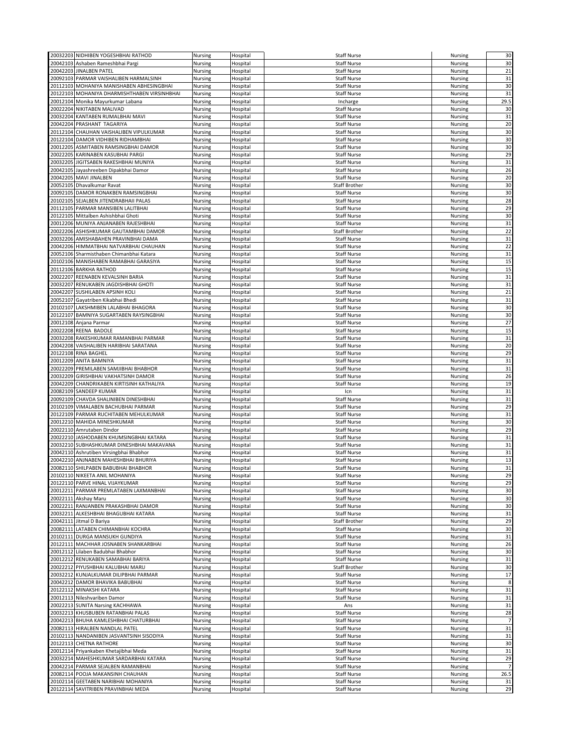| | | | | | | |
|---|---|---|---|---|---|---|
| 20032203 | NIDHIBEN YOGESHBHAI RATHOD | Nursing | Hospital | Staff Nurse | Nursing | 30 |
| 20042103 | Ashaben Rameshbhai Pargi | Nursing | Hospital | Staff Nurse | Nursing | 30 |
| 20042203 | JINALBEN PATEL | Nursing | Hospital | Staff Nurse | Nursing | 21 |
| 20092103 | PARMAR VAISHALIBEN HARMALSINH | Nursing | Hospital | Staff Nurse | Nursing | 31 |
| 20112103 | MOHANIYA MANISHABEN ABHESINGBHAI | Nursing | Hospital | Staff Nurse | Nursing | 30 |
| 20122103 | MOHANIYA DHARMISHTHABEN VIRSINHBHAI | Nursing | Hospital | Staff Nurse | Nursing | 31 |
| 20012104 | Monika Mayurkumar Labana | Nursing | Hospital | Incharge | Nursing | 29.5 |
| 20022204 | NIKITABEN MALIVAD | Nursing | Hospital | Staff Nurse | Nursing | 30 |
| 20032204 | KANTABEN RUMALBHAI MAVI | Nursing | Hospital | Staff Nurse | Nursing | 31 |
| 20042204 | PRASHANT TAGARIYA | Nursing | Hospital | Staff Nurse | Nursing | 20 |
| 20112104 | CHAUHAN VAISHALIBEN VIPULKUMAR | Nursing | Hospital | Staff Nurse | Nursing | 30 |
| 20122104 | DAMOR VIDHIBEN RIDHAMBHAI | Nursing | Hospital | Staff Nurse | Nursing | 30 |
| 20012205 | ASMITABEN RAMSINGBHAI DAMOR | Nursing | Hospital | Staff Nurse | Nursing | 30 |
| 20022205 | KARINABEN KASUBHAI PARGI | Nursing | Hospital | Staff Nurse | Nursing | 29 |
| 20032205 | JIGITSABEN RAKESHBHAI MUNIYA | Nursing | Hospital | Staff Nurse | Nursing | 31 |
| 20042105 | Jayashreeben Dipakbhai Damor | Nursing | Hospital | Staff Nurse | Nursing | 26 |
| 20042205 | MAVI JINALBEN | Nursing | Hospital | Staff Nurse | Nursing | 20 |
| 20052105 | Dhavalkumar Ravat | Nursing | Hospital | Staff Brother | Nursing | 30 |
| 20092105 | DAMOR RONAKBEN RAMSINGBHAI | Nursing | Hospital | Staff Nurse | Nursing | 30 |
| 20102105 | SEJALBEN JITENDRABHAII PALAS | Nursing | Hospital | Staff Nurse | Nursing | 28 |
| 20112105 | PARMAR MANSIBEN LALITBHAI | Nursing | Hospital | Staff Nurse | Nursing | 29 |
| 20122105 | Mittalben Ashishbhai Ghoti | Nursing | Hospital | Staff Nurse | Nursing | 30 |
| 20012206 | MUNIYA ANJANABEN RAJESHBHAI | Nursing | Hospital | Staff Nurse | Nursing | 31 |
| 20022206 | ASHISHKUMAR GAUTAMBHAI DAMOR | Nursing | Hospital | Staff Brother | Nursing | 22 |
| 20032206 | AMISHABAHEN PRAVINBHAI DAMA | Nursing | Hospital | Staff Nurse | Nursing | 31 |
| 20042206 | HIMMATBHAI NATVARBHAI CHAUHAN | Nursing | Hospital | Staff Nurse | Nursing | 22 |
| 20052106 | Sharmisthaben Chimanbhai Katara | Nursing | Hospital | Staff Nurse | Nursing | 31 |
| 20102106 | MANISHABEN RAMABHAI GARASIYA | Nursing | Hospital | Staff Nurse | Nursing | 15 |
| 20112106 | BARKHA RATHOD | Nursing | Hospital | Staff Nurse | Nursing | 15 |
| 20022207 | REENABEN KEVALSINH BARIA | Nursing | Hospital | Staff Nurse | Nursing | 31 |
| 20032207 | RENUKABEN JAGDISHBHAI GHOTI | Nursing | Hospital | Staff Nurse | Nursing | 31 |
| 20042207 | SUSHILABEN APSINH KOLI | Nursing | Hospital | Staff Nurse | Nursing | 21 |
| 20052107 | Gayatriben Kikabhai Bhedi | Nursing | Hospital | Staff Nurse | Nursing | 31 |
| 20102107 | LAKSHMIBEN LALABHAI BHAGORA | Nursing | Hospital | Staff Nurse | Nursing | 30 |
| 20122107 | BAMNIYA SUGARTABEN RAYSINGBHAI | Nursing | Hospital | Staff Nurse | Nursing | 30 |
| 20012108 | Anjana Parmar | Nursing | Hospital | Staff Nurse | Nursing | 27 |
| 20022208 | REENA BADOLE | Nursing | Hospital | Staff Nurse | Nursing | 15 |
| 20032208 | RAKESHKUMAR RAMANBHAI PARMAR | Nursing | Hospital | Staff Nurse | Nursing | 31 |
| 20042208 | VAISHALIBEN HARIBHAI SARATANA | Nursing | Hospital | Staff Nurse | Nursing | 20 |
| 20122108 | RINA BAGHEL | Nursing | Hospital | Staff Nurse | Nursing | 29 |
| 20012209 | ANITA BAMNIYA | Nursing | Hospital | Staff Nurse | Nursing | 31 |
| 20022209 | PREMILABEN SAMJIBHAI BHABHOR | Nursing | Hospital | Staff Nurse | Nursing | 31 |
| 20032209 | GIRISHBHAI VAKHATSINH DAMOR | Nursing | Hospital | Staff Nurse | Nursing | 26 |
| 20042209 | CHANDRIKABEN KIRTISINH KATHALIYA | Nursing | Hospital | Staff Nurse | Nursing | 19 |
| 20082109 | SANDEEP KUMAR | Nursing | Hospital | Icn | Nursing | 31 |
| 20092109 | CHAVDA SHALINIBEN DINESHBHAI | Nursing | Hospital | Staff Nurse | Nursing | 31 |
| 20102109 | VIMALABEN BACHUBHAI PARMAR | Nursing | Hospital | Staff Nurse | Nursing | 29 |
| 20122109 | PARMAR RUCHITABEN MEHULKUMAR | Nursing | Hospital | Staff Nurse | Nursing | 31 |
| 20012210 | MAHIDA MINESHKUMAR | Nursing | Hospital | Staff Nurse | Nursing | 30 |
| 20022110 | Amrutaben Dindor | Nursing | Hospital | Staff Nurse | Nursing | 29 |
| 20022210 | JASHODABEN KHUMSINGBHAI KATARA | Nursing | Hospital | Staff Nurse | Nursing | 31 |
| 20032210 | SUBHASHKUMAR DINESHBHAI MAKAVANA | Nursing | Hospital | Staff Nurse | Nursing | 31 |
| 20042110 | Ashrutiben Virsingbhai Bhabhor | Nursing | Hospital | Staff Nurse | Nursing | 31 |
| 20042210 | ANJNABEN MAHESHBHAI BHURIYA | Nursing | Hospital | Staff Nurse | Nursing | 13 |
| 20082110 | SHILPABEN BABUBHAI BHABHOR | Nursing | Hospital | Staff Nurse | Nursing | 31 |
| 20102110 | NIKEETA ANIL MOHANIYA | Nursing | Hospital | Staff Nurse | Nursing | 29 |
| 20122110 | PARVE HINAL VIJAYKUMAR | Nursing | Hospital | Staff Nurse | Nursing | 29 |
| 20012211 | PARMAR PREMLATABEN LAXMANBHAI | Nursing | Hospital | Staff Nurse | Nursing | 30 |
| 20022111 | Akshay Maru | Nursing | Hospital | Staff Nurse | Nursing | 30 |
| 20022211 | RANJANBEN PRAKASHBHAI DAMOR | Nursing | Hospital | Staff Nurse | Nursing | 30 |
| 20032211 | ALKESHBHAI BHAGUBHAI KATARA | Nursing | Hospital | Staff Nurse | Nursing | 31 |
| 20042111 | Jitmal D Bariya | Nursing | Hospital | Staff Brother | Nursing | 29 |
| 20082111 | LATABEN CHIMANBHAI KOCHRA | Nursing | Hospital | Staff Nurse | Nursing | 30 |
| 20102111 | DURGA MANSUKH GUNDIYA | Nursing | Hospital | Staff Nurse | Nursing | 31 |
| 20122111 | MACHHAR JOSNABEN SHANKARBHAI | Nursing | Hospital | Staff Nurse | Nursing | 26 |
| 20012112 | Lilaben Badubhai Bhabhor | Nursing | Hospital | Staff Nurse | Nursing | 30 |
| 20012212 | RENUKABEN SAMABHAI BARIYA | Nursing | Hospital | Staff Nurse | Nursing | 31 |
| 20022212 | PIYUSHBHAI KALUBHAI MARU | Nursing | Hospital | Staff Brother | Nursing | 30 |
| 20032212 | KUNJALKUMAR DILIPBHAI PARMAR | Nursing | Hospital | Staff Nurse | Nursing | 17 |
| 20042212 | DAMOR BHAVIKA BABUBHAI | Nursing | Hospital | Staff Nurse | Nursing | 8 |
| 20122112 | MINAKSHI KATARA | Nursing | Hospital | Staff Nurse | Nursing | 31 |
| 20012113 | Nileshvariben Damor | Nursing | Hospital | Staff Nurse | Nursing | 31 |
| 20022213 | SUNITA Narsing KACHHAWA | Nursing | Hospital | Ans | Nursing | 31 |
| 20032213 | KHUSBUBEN RATANBHAI PALAS | Nursing | Hospital | Staff Nurse | Nursing | 28 |
| 20042213 | BHUHA KAMLESHBHAI CHATURBHAI | Nursing | Hospital | Staff Nurse | Nursing | 7 |
| 20082113 | HIRALBEN NANDLAL PATEL | Nursing | Hospital | Staff Nurse | Nursing | 31 |
| 20102113 | NANDANIBEN JASVANTSINH SISODIYA | Nursing | Hospital | Staff Nurse | Nursing | 31 |
| 20122113 | CHETNA RATHORE | Nursing | Hospital | Staff Nurse | Nursing | 30 |
| 20012114 | Priyankaben Khetajibhai Meda | Nursing | Hospital | Staff Nurse | Nursing | 31 |
| 20032214 | MAHESHKUMAR SARDARBHAI KATARA | Nursing | Hospital | Staff Nurse | Nursing | 29 |
| 20042214 | PARMAR SEJALBEN RAMANBHAI | Nursing | Hospital | Staff Nurse | Nursing | 7 |
| 20082114 | POOJA MAKANSINH CHAUHAN | Nursing | Hospital | Staff Nurse | Nursing | 26.5 |
| 20102114 | GEETABEN NARIBHAI MOHANIYA | Nursing | Hospital | Staff Nurse | Nursing | 31 |
| 20122114 | SAVITRIBEN PRAVINBHAI MEDA | Nursing | Hospital | Staff Nurse | Nursing | 29 |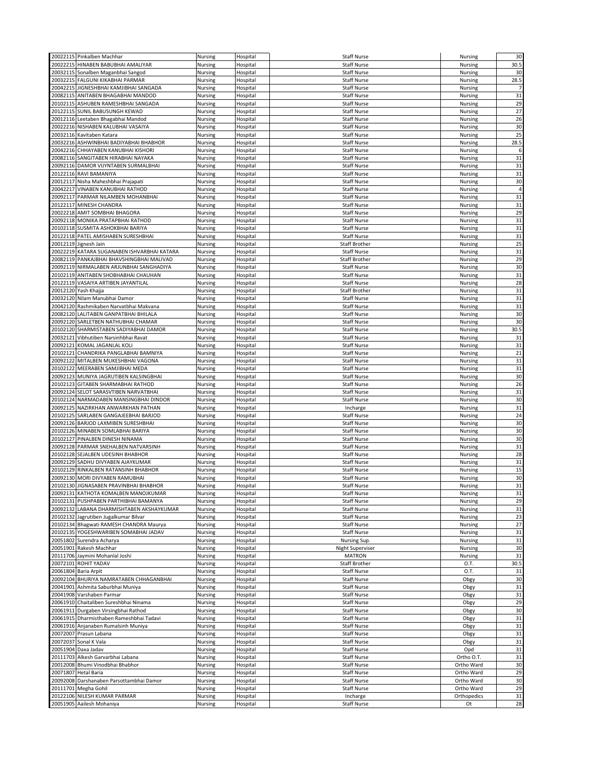| | | | | | | |
|---|---|---|---|---|---|---|
| 20022115 | Pinkalben Machhar | Nursing | Hospital | Staff Nurse | Nursing | 30 |
| 20022215 | HINABEN BABUBHAI AMALIYAR | Nursing | Hospital | Staff Nurse | Nursing | 30.5 |
| 20032115 | Sonalben Maganbhai Sangod | Nursing | Hospital | Staff Nurse | Nursing | 30 |
| 20032215 | FALGUNI KIKABHAI PARMAR | Nursing | Hospital | Staff Nurse | Nursing | 28.5 |
| 20042215 | JIGNESHBHAI KAMJIBHAI SANGADA | Nursing | Hospital | Staff Nurse | Nursing | 7 |
| 20082115 | ANITABEN BHAGABHAI MANDOD | Nursing | Hospital | Staff Nurse | Nursing | 31 |
| 20102115 | ASHUBEN RAMESHBHAI SANGADA | Nursing | Hospital | Staff Nurse | Nursing | 29 |
| 20122115 | SUNIL BABUSUNGH KEWAD | Nursing | Hospital | Staff Nurse | Nursing | 27 |
| 20012116 | Leetaben Bhagabhai Mandod | Nursing | Hospital | Staff Nurse | Nursing | 26 |
| 20022216 | NISHABEN KALUBHAI VASAIYA | Nursing | Hospital | Staff Nurse | Nursing | 30 |
| 20032116 | Kavitaben Katara | Nursing | Hospital | Staff Nurse | Nursing | 25 |
| 20032216 | ASHWINBHAI BADIYABHAI BHABHOR | Nursing | Hospital | Staff Nurse | Nursing | 28.5 |
| 20042216 | CHHAYABEN KANUBHAI KISHORI | Nursing | Hospital | Staff Nurse | Nursing | 6 |
| 20082116 | SANGITABEN HIRABHAI NAYAKA | Nursing | Hospital | Staff Nurse | Nursing | 31 |
| 20092116 | DAMOR VIJYNTABEN SURMALBHAI | Nursing | Hospital | Staff Nurse | Nursing | 31 |
| 20122116 | RAVI BAMANIYA | Nursing | Hospital | Staff Nurse | Nursing | 31 |
| 20012117 | Nisha Maheshbhai Prajapati | Nursing | Hospital | Staff Nurse | Nursing | 30 |
| 20042217 | VINABEN KANUBHAI RATHOD | Nursing | Hospital | Staff Nurse | Nursing | 4 |
| 20092117 | PARMAR NILAMBEN MOHANBHAI | Nursing | Hospital | Staff Nurse | Nursing | 31 |
| 20122117 | MINESH CHANDRA | Nursing | Hospital | Staff Nurse | Nursing | 31 |
| 20022218 | AMIT SOMBHAI BHAGORA | Nursing | Hospital | Staff Nurse | Nursing | 29 |
| 20092118 | MONIKA PRATAPBHAI RATHOD | Nursing | Hospital | Staff Nurse | Nursing | 31 |
| 20102118 | SUSMITA ASHOKBHAI BARIYA | Nursing | Hospital | Staff Nurse | Nursing | 31 |
| 20122118 | PATEL AMISHABEN SURESHBHAI | Nursing | Hospital | Staff Nurse | Nursing | 31 |
| 20012119 | Jignesh Jain | Nursing | Hospital | Staff Brother | Nursing | 25 |
| 20022219 | KATARA SUGANABEN ISHVARBHAI KATARA | Nursing | Hospital | Staff Nurse | Nursing | 31 |
| 20082119 | PANKAJBHAI BHAVSHINGBHAI MALIVAD | Nursing | Hospital | Staff Brother | Nursing | 29 |
| 20092119 | NIRMALABEN ARJUNBHAI SANGHADIYA | Nursing | Hospital | Staff Nurse | Nursing | 30 |
| 20102119 | ANITABEN SHOBHABHAI CHAUHAN | Nursing | Hospital | Staff Nurse | Nursing | 31 |
| 20122119 | VASAIYA ARTIBEN JAYANTILAL | Nursing | Hospital | Staff Nurse | Nursing | 28 |
| 20012120 | Yash Khajja | Nursing | Hospital | Staff Brother | Nursing | 31 |
| 20032120 | Nilam Manubhai Damor | Nursing | Hospital | Staff Nurse | Nursing | 31 |
| 20042120 | Rashmikaben Narvatbhai Makvana | Nursing | Hospital | Staff Nurse | Nursing | 31 |
| 20082120 | LALITABEN GANPATBHAI BHILALA | Nursing | Hospital | Staff Nurse | Nursing | 30 |
| 20092120 | SARLETBEN NATHUBHAI CHAMAR | Nursing | Hospital | Staff Nurse | Nursing | 30 |
| 20102120 | SHARMISTABEN SADIYABHAI DAMOR | Nursing | Hospital | Staff Nurse | Nursing | 30.5 |
| 20032121 | Vibhutiben Narsinhbhai Ravat | Nursing | Hospital | Staff Nurse | Nursing | 31 |
| 20092121 | KOMAL JAGANLAL KOLI | Nursing | Hospital | Staff Nurse | Nursing | 31 |
| 20102121 | CHANDRIKA PANGLABHAI BAMNIYA | Nursing | Hospital | Staff Nurse | Nursing | 21 |
| 20092122 | MITALBEN MUKESHBHAI VAGONA | Nursing | Hospital | Staff Nurse | Nursing | 31 |
| 20102122 | MEERABEN SAMJIBHAI MEDA | Nursing | Hospital | Staff Nurse | Nursing | 31 |
| 20092123 | MUNIYA JAGRUTIBEN KALSINGBHAI | Nursing | Hospital | Staff Nurse | Nursing | 30 |
| 20102123 | GITABEN SHARMABHAI RATHOD | Nursing | Hospital | Staff Nurse | Nursing | 26 |
| 20092124 | SELOT SARASVTIBEN NARVATBHAI | Nursing | Hospital | Staff Nurse | Nursing | 31 |
| 20102124 | NARMADABEN MANSINGBHAI DINDOR | Nursing | Hospital | Staff Nurse | Nursing | 30 |
| 20092125 | NAZIRKHAN ANWARKHAN PATHAN | Nursing | Hospital | Incharge | Nursing | 31 |
| 20102125 | SARLABEN GANGAJEEBHAI BARJOD | Nursing | Hospital | Staff Nurse | Nursing | 24 |
| 20092126 | BARJOD LAXMIBEN SURESHBHAI | Nursing | Hospital | Staff Nurse | Nursing | 30 |
| 20102126 | MINABEN SOMLABHAI BARIYA | Nursing | Hospital | Staff Nurse | Nursing | 30 |
| 20102127 | PINALBEN DINESH NINAMA | Nursing | Hospital | Staff Nurse | Nursing | 30 |
| 20092128 | PARMAR SNEHALBEN NATVARSINH | Nursing | Hospital | Staff Nurse | Nursing | 31 |
| 20102128 | SEJALBEN UDESINH BHABHOR | Nursing | Hospital | Staff Nurse | Nursing | 28 |
| 20092129 | SADHU DIVYABEN AJAYKUMAR | Nursing | Hospital | Staff Nurse | Nursing | 31 |
| 20102129 | RINKALBEN RATANSINH BHABHOR | Nursing | Hospital | Staff Nurse | Nursing | 15 |
| 20092130 | MORI DIVYABEN RAMUBHAI | Nursing | Hospital | Staff Nurse | Nursing | 30 |
| 20102130 | JIGNASABEN PRAVINBHAI BHABHOR | Nursing | Hospital | Staff Nurse | Nursing | 31 |
| 20092131 | KATHOTA KOMALBEN MANOJKUMAR | Nursing | Hospital | Staff Nurse | Nursing | 31 |
| 20102131 | PUSHPABEN PARTHIBHAI BAMANYA | Nursing | Hospital | Staff Nurse | Nursing | 29 |
| 20092132 | LABANA DHARMISHTABEN AKSHAYKUMAR | Nursing | Hospital | Staff Nurse | Nursing | 31 |
| 20102132 | Jagrutiben Jugalkumar Bilvar | Nursing | Hospital | Staff Nurse | Nursing | 23 |
| 20102134 | Bhagwati RAMESH CHANDRA Maurya | Nursing | Hospital | Staff Nurse | Nursing | 27 |
| 20102135 | YOGESHWARIBEN SOMABHAI JADAV | Nursing | Hospital | Staff Nurse | Nursing | 31 |
| 20051802 | Surendra Acharya | Nursing | Hospital | Nursing Sup. | Nursing | 31 |
| 20051901 | Rakesh Machhar | Nursing | Hospital | Night Superviser | Nursing | 30 |
| 20111706 | Jaymini Mohanlal Joshi | Nursing | Hospital | MATRON | Nursing | 31 |
| 20072101 | ROHIT YADAV | Nursing | Hospital | Staff Brother | O.T. | 30.5 |
| 20061804 | Baria Arpit | Nursing | Hospital | Staff Nurse | O.T. | 31 |
| 20092104 | BHURIYA NAMRATABEN CHHAGANBHAI | Nursing | Hospital | Staff Nurse | Obgy | 30 |
| 20041901 | Ashmita Saburbhai Muniya | Nursing | Hospital | Staff Nurse | Obgy | 31 |
| 20041908 | Varshaben Parmar | Nursing | Hospital | Staff Nurse | Obgy | 31 |
| 20061910 | Chaitaliben Sureshbhai Ninama | Nursing | Hospital | Staff Nurse | Obgy | 29 |
| 20061911 | Durgaben Virsingbhai Rathod | Nursing | Hospital | Staff Nurse | Obgy | 30 |
| 20061915 | Dharmisthaben Rameshbhai Tadavi | Nursing | Hospital | Staff Nurse | Obgy | 31 |
| 20061916 | Anjanaben Rumalsinh Muniya | Nursing | Hospital | Staff Nurse | Obgy | 31 |
| 20072007 | Prasun Labana | Nursing | Hospital | Staff Nurse | Obgy | 31 |
| 20072037 | Sonal K Vala | Nursing | Hospital | Staff Nurse | Obgy | 31 |
| 20051904 | Daxa Jadav | Nursing | Hospital | Staff Nurse | Opd | 31 |
| 20111703 | Alkesh Garvarbhai Labana | Nursing | Hospital | Staff Nurse | Ortho O.T. | 31 |
| 20012008 | Bhumi Vinodbhai Bhabhor | Nursing | Hospital | Staff Nurse | Ortho Ward | 30 |
| 20071807 | Hetal Baria | Nursing | Hospital | Staff Nurse | Ortho Ward | 29 |
| 20092008 | Darshanaben Parsottambhai Damor | Nursing | Hospital | Staff Nurse | Ortho Ward | 30 |
| 20111701 | Megha Gohil | Nursing | Hospital | Staff Nurse | Ortho Ward | 29 |
| 20122106 | NILESH KUMAR PARMAR | Nursing | Hospital | Incharge | Orthopedics | 31 |
| 20051905 | Aailesh Mohaniya | Nursing | Hospital | Staff Nurse | Ot | 28 |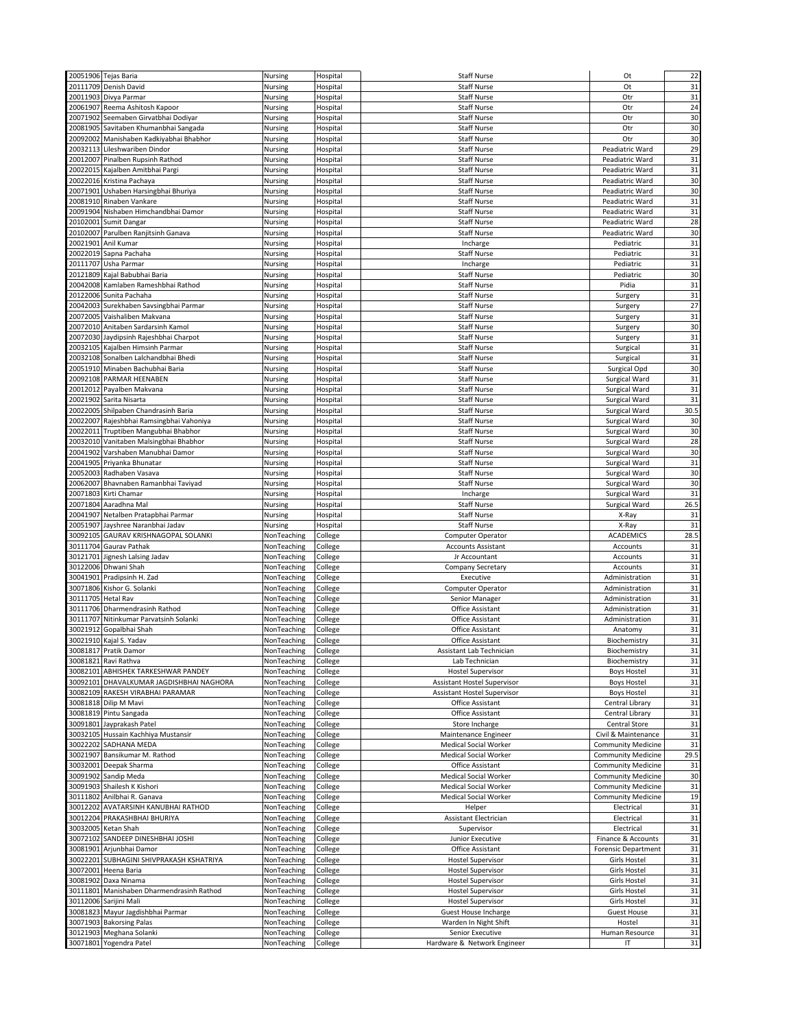| | | | | | | |
|---|---|---|---|---|---|---|
| 20051906 | Tejas Baria | Nursing | Hospital | Staff Nurse | Ot | 22 |
| 20111709 | Denish David | Nursing | Hospital | Staff Nurse | Ot | 31 |
| 20011903 | Divya Parmar | Nursing | Hospital | Staff Nurse | Otr | 31 |
| 20061907 | Reema Ashitosh Kapoor | Nursing | Hospital | Staff Nurse | Otr | 24 |
| 20071902 | Seemaben Girvatbhai Dodiyar | Nursing | Hospital | Staff Nurse | Otr | 30 |
| 20081905 | Savitaben Khumanbhai Sangada | Nursing | Hospital | Staff Nurse | Otr | 30 |
| 20092002 | Manishaben Kadkiyabhai Bhabhor | Nursing | Hospital | Staff Nurse | Otr | 30 |
| 20032113 | Lileshwariben Dindor | Nursing | Hospital | Staff Nurse | Peadiatric Ward | 29 |
| 20012007 | Pinalben Rupsinh Rathod | Nursing | Hospital | Staff Nurse | Peadiatric Ward | 31 |
| 20022015 | Kajalben Amitbhai Pargi | Nursing | Hospital | Staff Nurse | Peadiatric Ward | 31 |
| 20022016 | Kristina Pachaya | Nursing | Hospital | Staff Nurse | Peadiatric Ward | 30 |
| 20071901 | Ushaben Harsingbhai Bhuriya | Nursing | Hospital | Staff Nurse | Peadiatric Ward | 30 |
| 20081910 | Rinaben Vankare | Nursing | Hospital | Staff Nurse | Peadiatric Ward | 31 |
| 20091904 | Nishaben Himchandbhai Damor | Nursing | Hospital | Staff Nurse | Peadiatric Ward | 31 |
| 20102001 | Sumit Dangar | Nursing | Hospital | Staff Nurse | Peadiatric Ward | 28 |
| 20102007 | Parulben Ranjitsinh Ganava | Nursing | Hospital | Staff Nurse | Peadiatric Ward | 30 |
| 20021901 | Anil Kumar | Nursing | Hospital | Incharge | Pediatric | 31 |
| 20022019 | Sapna Pachaha | Nursing | Hospital | Staff Nurse | Pediatric | 31 |
| 20111707 | Usha Parmar | Nursing | Hospital | Incharge | Pediatric | 31 |
| 20121809 | Kajal Babubhai Baria | Nursing | Hospital | Staff Nurse | Pediatric | 30 |
| 20042008 | Kamlaben Rameshbhai Rathod | Nursing | Hospital | Staff Nurse | Pidia | 31 |
| 20122006 | Sunita Pachaha | Nursing | Hospital | Staff Nurse | Surgery | 31 |
| 20042003 | Surekhaben Savsingbhai Parmar | Nursing | Hospital | Staff Nurse | Surgery | 27 |
| 20072005 | Vaishaliben Makvana | Nursing | Hospital | Staff Nurse | Surgery | 31 |
| 20072010 | Anitaben Sardarsinh Kamol | Nursing | Hospital | Staff Nurse | Surgery | 30 |
| 20072030 | Jaydipsinh Rajeshbhai Charpot | Nursing | Hospital | Staff Nurse | Surgery | 31 |
| 20032105 | Kajalben Himsinh Parmar | Nursing | Hospital | Staff Nurse | Surgical | 31 |
| 20032108 | Sonalben Lalchandbhai Bhedi | Nursing | Hospital | Staff Nurse | Surgical | 31 |
| 20051910 | Minaben Bachubhai Baria | Nursing | Hospital | Staff Nurse | Surgical Opd | 30 |
| 20092108 | PARMAR HEENABEN | Nursing | Hospital | Staff Nurse | Surgical Ward | 31 |
| 20012012 | Payalben Makvana | Nursing | Hospital | Staff Nurse | Surgical Ward | 31 |
| 20021902 | Sarita Nisarta | Nursing | Hospital | Staff Nurse | Surgical Ward | 31 |
| 20022005 | Shilpaben Chandrasinh Baria | Nursing | Hospital | Staff Nurse | Surgical Ward | 30.5 |
| 20022007 | Rajeshbhai Ramsingbhai Vahoniya | Nursing | Hospital | Staff Nurse | Surgical Ward | 30 |
| 20022011 | Truptiben Mangubhai Bhabhor | Nursing | Hospital | Staff Nurse | Surgical Ward | 30 |
| 20032010 | Vanitaben Malsingbhai Bhabhor | Nursing | Hospital | Staff Nurse | Surgical Ward | 28 |
| 20041902 | Varshaben Manubhai Damor | Nursing | Hospital | Staff Nurse | Surgical Ward | 30 |
| 20041905 | Priyanka Bhunatar | Nursing | Hospital | Staff Nurse | Surgical Ward | 31 |
| 20052003 | Radhaben Vasava | Nursing | Hospital | Staff Nurse | Surgical Ward | 30 |
| 20062007 | Bhavnaben Ramanbhai Taviyad | Nursing | Hospital | Staff Nurse | Surgical Ward | 30 |
| 20071803 | Kirti Chamar | Nursing | Hospital | Incharge | Surgical Ward | 31 |
| 20071804 | Aaradhna Mal | Nursing | Hospital | Staff Nurse | Surgical Ward | 26.5 |
| 20041907 | Netalben Pratapbhai Parmar | Nursing | Hospital | Staff Nurse | X-Ray | 31 |
| 20051907 | Jayshree Naranbhai Jadav | Nursing | Hospital | Staff Nurse | X-Ray | 31 |
| 30092105 | GAURAV KRISHNAGOPAL SOLANKI | NonTeaching | College | Computer Operator | ACADEMICS | 28.5 |
| 30111704 | Gaurav Pathak | NonTeaching | College | Accounts Assistant | Accounts | 31 |
| 30121701 | Jignesh Lalsing Jadav | NonTeaching | College | Jr Accountant | Accounts | 31 |
| 30122006 | Dhwani Shah | NonTeaching | College | Company Secretary | Accounts | 31 |
| 30041901 | Pradipsinh H. Zad | NonTeaching | College | Executive | Administration | 31 |
| 30071806 | Kishor G. Solanki | NonTeaching | College | Computer Operator | Administration | 31 |
| 30111705 | Hetal Rav | NonTeaching | College | Senior Manager | Administration | 31 |
| 30111706 | Dharmendrasinh Rathod | NonTeaching | College | Office Assistant | Administration | 31 |
| 30111707 | Nitinkumar Parvatsinh Solanki | NonTeaching | College | Office Assistant | Administration | 31 |
| 30021912 | Gopalbhai Shah | NonTeaching | College | Office Assistant | Anatomy | 31 |
| 30021910 | Kajal S. Yadav | NonTeaching | College | Office Assistant | Biochemistry | 31 |
| 30081817 | Pratik Damor | NonTeaching | College | Assistant Lab Technician | Biochemistry | 31 |
| 30081821 | Ravi Rathva | NonTeaching | College | Lab Technician | Biochemistry | 31 |
| 30082101 | ABHISHEK TARKESHWAR PANDEY | NonTeaching | College | Hostel Supervisor | Boys Hostel | 31 |
| 30092101 | DHAVALKUMAR JAGDISHBHAI NAGHORA | NonTeaching | College | Assistant Hostel Supervisor | Boys Hostel | 31 |
| 30082109 | RAKESH VIRABHAI PARAMAR | NonTeaching | College | Assistant Hostel Supervisor | Boys Hostel | 31 |
| 30081818 | Dilip M Mavi | NonTeaching | College | Office Assistant | Central Library | 31 |
| 30081819 | Pintu Sangada | NonTeaching | College | Office Assistant | Central Library | 31 |
| 30091801 | Jayprakash Patel | NonTeaching | College | Store Incharge | Central Store | 31 |
| 30032105 | Hussain Kachhiya Mustansir | NonTeaching | College | Maintenance Engineer | Civil & Maintenance | 31 |
| 30022202 | SADHANA MEDA | NonTeaching | College | Medical Social Worker | Community Medicine | 31 |
| 30021907 | Bansikumar M. Rathod | NonTeaching | College | Medical Social Worker | Community Medicine | 29.5 |
| 30032001 | Deepak Sharma | NonTeaching | College | Office Assistant | Community Medicine | 31 |
| 30091902 | Sandip Meda | NonTeaching | College | Medical Social Worker | Community Medicine | 30 |
| 30091903 | Shailesh K Kishori | NonTeaching | College | Medical Social Worker | Community Medicine | 31 |
| 30111802 | Anilbhai R. Ganava | NonTeaching | College | Medical Social Worker | Community Medicine | 19 |
| 30012202 | AVATARSINH KANUBHAI RATHOD | NonTeaching | College | Helper | Electrical | 31 |
| 30012204 | PRAKASHBHAI BHURIYA | NonTeaching | College | Assistant Electrician | Electrical | 31 |
| 30032005 | Ketan Shah | NonTeaching | College | Supervisor | Electrical | 31 |
| 30072102 | SANDEEP DINESHBHAI JOSHI | NonTeaching | College | Junior Executive | Finance & Accounts | 31 |
| 30081901 | Arjunbhai Damor | NonTeaching | College | Office Assistant | Forensic Department | 31 |
| 30022201 | SUBHAGINI SHIVPRAKASH KSHATRIYA | NonTeaching | College | Hostel Supervisor | Girls Hostel | 31 |
| 30072001 | Heena Baria | NonTeaching | College | Hostel Supervisor | Girls Hostel | 31 |
| 30081902 | Daxa Ninama | NonTeaching | College | Hostel Supervisor | Girls Hostel | 31 |
| 30111801 | Manishaben Dharmendrasinh Rathod | NonTeaching | College | Hostel Supervisor | Girls Hostel | 31 |
| 30112006 | Sarijini Mali | NonTeaching | College | Hostel Supervisor | Girls Hostel | 31 |
| 30081823 | Mayur Jagdishbhai Parmar | NonTeaching | College | Guest House Incharge | Guest House | 31 |
| 30071903 | Bakorsing Palas | NonTeaching | College | Warden In Night Shift | Hostel | 31 |
| 30121903 | Meghana Solanki | NonTeaching | College | Senior Executive | Human Resource | 31 |
| 30071801 | Yogendra Patel | NonTeaching | College | Hardware & Network Engineer | IT | 31 |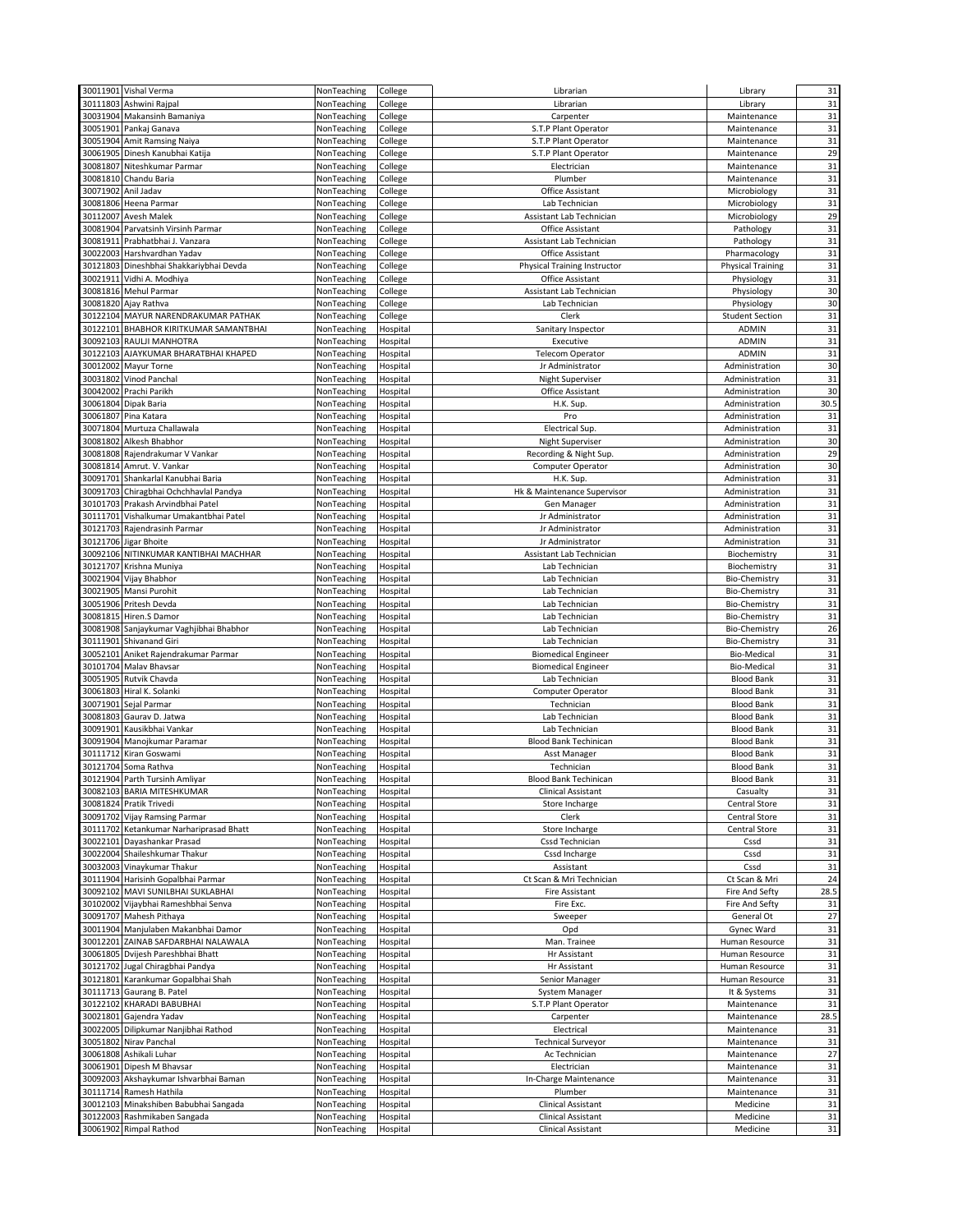| | | | | | | |
|---|---|---|---|---|---|---|
| 30011901 | Vishal Verma | NonTeaching | College | Librarian | Library | 31 |
| 30111803 | Ashwini Rajpal | NonTeaching | College | Librarian | Library | 31 |
| 30031904 | Makansinh Bamaniya | NonTeaching | College | Carpenter | Maintenance | 31 |
| 30051901 | Pankaj Ganava | NonTeaching | College | S.T.P Plant Operator | Maintenance | 31 |
| 30051904 | Amit Ramsing Naiya | NonTeaching | College | S.T.P Plant Operator | Maintenance | 31 |
| 30061905 | Dinesh Kanubhai Katija | NonTeaching | College | S.T.P Plant Operator | Maintenance | 29 |
| 30081807 | Niteshkumar Parmar | NonTeaching | College | Electrician | Maintenance | 31 |
| 30081810 | Chandu Baria | NonTeaching | College | Plumber | Maintenance | 31 |
| 30071902 | Anil Jadav | NonTeaching | College | Office Assistant | Microbiology | 31 |
| 30081806 | Heena Parmar | NonTeaching | College | Lab Technician | Microbiology | 31 |
| 30112007 | Avesh Malek | NonTeaching | College | Assistant Lab Technician | Microbiology | 29 |
| 30081904 | Parvatsinh Virsinh Parmar | NonTeaching | College | Office Assistant | Pathology | 31 |
| 30081911 | Prabhatbhai J. Vanzara | NonTeaching | College | Assistant Lab Technician | Pathology | 31 |
| 30022003 | Harshvardhan Yadav | NonTeaching | College | Office Assistant | Pharmacology | 31 |
| 30121803 | Dineshbhai Shakkariybhai Devda | NonTeaching | College | Physical Training Instructor | Physical Training | 31 |
| 30021911 | Vidhi A. Modhiya | NonTeaching | College | Office Assistant | Physiology | 31 |
| 30081816 | Mehul Parmar | NonTeaching | College | Assistant Lab Technician | Physiology | 30 |
| 30081820 | Ajay Rathva | NonTeaching | College | Lab Technician | Physiology | 30 |
| 30122104 | MAYUR NARENDRAKUMAR PATHAK | NonTeaching | College | Clerk | Student Section | 31 |
| 30122101 | BHABHOR KIRITKUMAR SAMANTBHAI | NonTeaching | Hospital | Sanitary Inspector | ADMIN | 31 |
| 30092103 | RAULJI MANHOTRA | NonTeaching | Hospital | Executive | ADMIN | 31 |
| 30122103 | AJAYKUMAR BHARATBHAI KHAPED | NonTeaching | Hospital | Telecom Operator | ADMIN | 31 |
| 30012002 | Mayur Torne | NonTeaching | Hospital | Jr Administrator | Administration | 30 |
| 30031802 | Vinod Panchal | NonTeaching | Hospital | Night Superviser | Administration | 31 |
| 30042002 | Prachi Parikh | NonTeaching | Hospital | Office Assistant | Administration | 30 |
| 30061804 | Dipak Baria | NonTeaching | Hospital | H.K. Sup. | Administration | 30.5 |
| 30061807 | Pina Katara | NonTeaching | Hospital | Pro | Administration | 31 |
| 30071804 | Murtuza Challawala | NonTeaching | Hospital | Electrical Sup. | Administration | 31 |
| 30081802 | Alkesh Bhabhor | NonTeaching | Hospital | Night Superviser | Administration | 30 |
| 30081808 | Rajendrakumar V Vankar | NonTeaching | Hospital | Recording & Night Sup. | Administration | 29 |
| 30081814 | Amrut. V. Vankar | NonTeaching | Hospital | Computer Operator | Administration | 30 |
| 30091701 | Shankarlal Kanubhai Baria | NonTeaching | Hospital | H.K. Sup. | Administration | 31 |
| 30091703 | Chiragbhai Ochchhavlal Pandya | NonTeaching | Hospital | Hk & Maintenance Supervisor | Administration | 31 |
| 30101703 | Prakash Arvindbhai Patel | NonTeaching | Hospital | Gen Manager | Administration | 31 |
| 30111701 | Vishalkumar Umakantbhai Patel | NonTeaching | Hospital | Jr Administrator | Administration | 31 |
| 30121703 | Rajendrasinh Parmar | NonTeaching | Hospital | Jr Administrator | Administration | 31 |
| 30121706 | Jigar Bhoite | NonTeaching | Hospital | Jr Administrator | Administration | 31 |
| 30092106 | NITINKUMAR KANTIBHAI MACHHAR | NonTeaching | Hospital | Assistant Lab Technician | Biochemistry | 31 |
| 30121707 | Krishna Muniya | NonTeaching | Hospital | Lab Technician | Biochemistry | 31 |
| 30021904 | Vijay Bhabhor | NonTeaching | Hospital | Lab Technician | Bio-Chemistry | 31 |
| 30021905 | Mansi Purohit | NonTeaching | Hospital | Lab Technician | Bio-Chemistry | 31 |
| 30051906 | Pritesh Devda | NonTeaching | Hospital | Lab Technician | Bio-Chemistry | 31 |
| 30081815 | Hiren.S Damor | NonTeaching | Hospital | Lab Technician | Bio-Chemistry | 31 |
| 30081908 | Sanjaykumar Vaghjibhai Bhabhor | NonTeaching | Hospital | Lab Technician | Bio-Chemistry | 26 |
| 30111901 | Shivanand Giri | NonTeaching | Hospital | Lab Technician | Bio-Chemistry | 31 |
| 30052101 | Aniket Rajendrakumar Parmar | NonTeaching | Hospital | Biomedical Engineer | Bio-Medical | 31 |
| 30101704 | Malav Bhavsar | NonTeaching | Hospital | Biomedical Engineer | Bio-Medical | 31 |
| 30051905 | Rutvik Chavda | NonTeaching | Hospital | Lab Technician | Blood Bank | 31 |
| 30061803 | Hiral K. Solanki | NonTeaching | Hospital | Computer Operator | Blood Bank | 31 |
| 30071901 | Sejal Parmar | NonTeaching | Hospital | Technician | Blood Bank | 31 |
| 30081803 | Gaurav D. Jatwa | NonTeaching | Hospital | Lab Technician | Blood Bank | 31 |
| 30091901 | Kausikbhai Vankar | NonTeaching | Hospital | Lab Technician | Blood Bank | 31 |
| 30091904 | Manojkumar Paramar | NonTeaching | Hospital | Blood Bank Techinican | Blood Bank | 31 |
| 30111712 | Kiran Goswami | NonTeaching | Hospital | Asst Manager | Blood Bank | 31 |
| 30121704 | Soma Rathva | NonTeaching | Hospital | Technician | Blood Bank | 31 |
| 30121904 | Parth Tursinh Amliyar | NonTeaching | Hospital | Blood Bank Techinican | Blood Bank | 31 |
| 30082103 | BARIA MITESHKUMAR | NonTeaching | Hospital | Clinical Assistant | Casualty | 31 |
| 30081824 | Pratik Trivedi | NonTeaching | Hospital | Store Incharge | Central Store | 31 |
| 30091702 | Vijay Ramsing Parmar | NonTeaching | Hospital | Clerk | Central Store | 31 |
| 30111702 | Ketankumar Narhariprasad Bhatt | NonTeaching | Hospital | Store Incharge | Central Store | 31 |
| 30022101 | Dayashankar Prasad | NonTeaching | Hospital | Cssd Technician | Cssd | 31 |
| 30022004 | Shaileshkumar Thakur | NonTeaching | Hospital | Cssd Incharge | Cssd | 31 |
| 30032003 | Vinaykumar Thakur | NonTeaching | Hospital | Assistant | Cssd | 31 |
| 30111904 | Harisinh Gopalbhai Parmar | NonTeaching | Hospital | Ct Scan & Mri Technician | Ct Scan & Mri | 24 |
| 30092102 | MAVI SUNILBHAI SUKLABHAI | NonTeaching | Hospital | Fire Assistant | Fire And Sefty | 28.5 |
| 30102002 | Vijaybhai Rameshbhai Senva | NonTeaching | Hospital | Fire Exc. | Fire And Sefty | 31 |
| 30091707 | Mahesh Pithaya | NonTeaching | Hospital | Sweeper | General Ot | 27 |
| 30011904 | Manjulaben Makanbhai Damor | NonTeaching | Hospital | Opd | Gynec Ward | 31 |
| 30012201 | ZAINAB SAFDARBHAI NALAWALA | NonTeaching | Hospital | Man. Trainee | Human Resource | 31 |
| 30061805 | Dvijesh Pareshbhai Bhatt | NonTeaching | Hospital | Hr Assistant | Human Resource | 31 |
| 30121702 | Jugal Chiragbhai Pandya | NonTeaching | Hospital | Hr Assistant | Human Resource | 31 |
| 30121801 | Karankumar Gopalbhai Shah | NonTeaching | Hospital | Senior Manager | Human Resource | 31 |
| 30111713 | Gaurang B. Patel | NonTeaching | Hospital | System Manager | It & Systems | 31 |
| 30122102 | KHARADI BABUBHAI | NonTeaching | Hospital | S.T.P Plant Operator | Maintenance | 31 |
| 30021801 | Gajendra Yadav | NonTeaching | Hospital | Carpenter | Maintenance | 28.5 |
| 30022005 | Dilipkumar Nanjibhai Rathod | NonTeaching | Hospital | Electrical | Maintenance | 31 |
| 30051802 | Nirav Panchal | NonTeaching | Hospital | Technical Surveyor | Maintenance | 31 |
| 30061808 | Ashikali Luhar | NonTeaching | Hospital | Ac Technician | Maintenance | 27 |
| 30061901 | Dipesh M Bhavsar | NonTeaching | Hospital | Electrician | Maintenance | 31 |
| 30092003 | Akshaykumar Ishvarbhai Baman | NonTeaching | Hospital | In-Charge Maintenance | Maintenance | 31 |
| 30111714 | Ramesh Hathila | NonTeaching | Hospital | Plumber | Maintenance | 31 |
| 30012103 | Minakshiben Babubhai Sangada | NonTeaching | Hospital | Clinical Assistant | Medicine | 31 |
| 30122003 | Rashmikaben Sangada | NonTeaching | Hospital | Clinical Assistant | Medicine | 31 |
| 30061902 | Rimpal Rathod | NonTeaching | Hospital | Clinical Assistant | Medicine | 31 |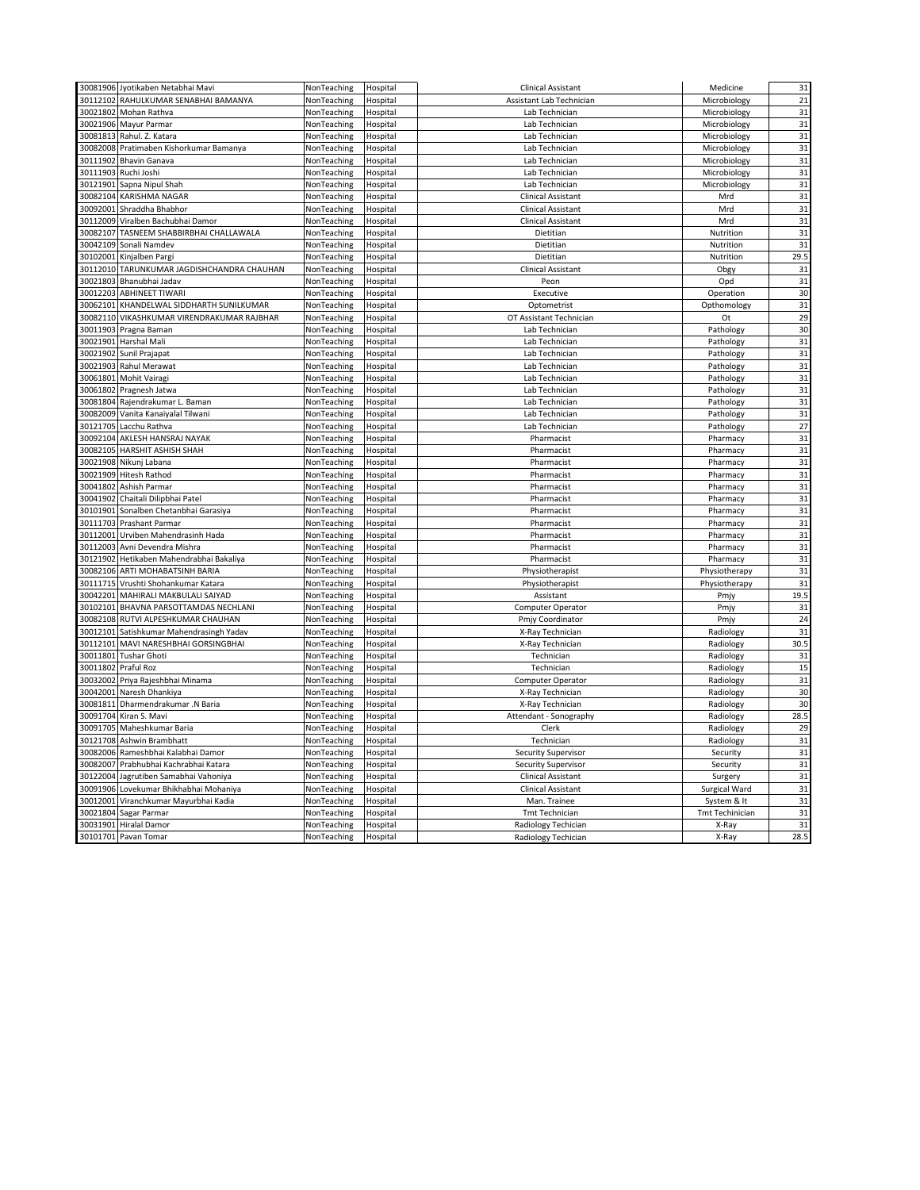| | | | | | | |
|---|---|---|---|---|---|---|
| 30081906 | Jyotikaben Netabhai Mavi | NonTeaching | Hospital | Clinical Assistant | Medicine | 31 |
| 30112102 | RAHULKUMAR SENABHAI BAMANYA | NonTeaching | Hospital | Assistant Lab Technician | Microbiology | 21 |
| 30021802 | Mohan Rathva | NonTeaching | Hospital | Lab Technician | Microbiology | 31 |
| 30021906 | Mayur Parmar | NonTeaching | Hospital | Lab Technician | Microbiology | 31 |
| 30081813 | Rahul. Z. Katara | NonTeaching | Hospital | Lab Technician | Microbiology | 31 |
| 30082008 | Pratimaben Kishorkumar Bamanya | NonTeaching | Hospital | Lab Technician | Microbiology | 31 |
| 30111902 | Bhavin Ganava | NonTeaching | Hospital | Lab Technician | Microbiology | 31 |
| 30111903 | Ruchi Joshi | NonTeaching | Hospital | Lab Technician | Microbiology | 31 |
| 30121901 | Sapna Nipul Shah | NonTeaching | Hospital | Lab Technician | Microbiology | 31 |
| 30082104 | KARISHMA NAGAR | NonTeaching | Hospital | Clinical Assistant | Mrd | 31 |
| 30092001 | Shraddha Bhabhor | NonTeaching | Hospital | Clinical Assistant | Mrd | 31 |
| 30112009 | Viralben Bachubhai Damor | NonTeaching | Hospital | Clinical Assistant | Mrd | 31 |
| 30082107 | TASNEEM SHABBIRBHAI CHALLAWALA | NonTeaching | Hospital | Dietitian | Nutrition | 31 |
| 30042109 | Sonali Namdev | NonTeaching | Hospital | Dietitian | Nutrition | 31 |
| 30102001 | Kinjalben Pargi | NonTeaching | Hospital | Dietitian | Nutrition | 29.5 |
| 30112010 | TARUNKUMAR JAGDISHCHANDRA CHAUHAN | NonTeaching | Hospital | Clinical Assistant | Obgy | 31 |
| 30021803 | Bhanubhai Jadav | NonTeaching | Hospital | Peon | Opd | 31 |
| 30012203 | ABHINEET TIWARI | NonTeaching | Hospital | Executive | Operation | 30 |
| 30062101 | KHANDELWAL SIDDHARTH SUNILKUMAR | NonTeaching | Hospital | Optometrist | Opthomology | 31 |
| 30082110 | VIKASHKUMAR VIRENDRAKUMAR RAJBHAR | NonTeaching | Hospital | OT Assistant Technician | Ot | 29 |
| 30011903 | Pragna Baman | NonTeaching | Hospital | Lab Technician | Pathology | 30 |
| 30021901 | Harshal Mali | NonTeaching | Hospital | Lab Technician | Pathology | 31 |
| 30021902 | Sunil Prajapat | NonTeaching | Hospital | Lab Technician | Pathology | 31 |
| 30021903 | Rahul Merawat | NonTeaching | Hospital | Lab Technician | Pathology | 31 |
| 30061801 | Mohit Vairagi | NonTeaching | Hospital | Lab Technician | Pathology | 31 |
| 30061802 | Pragnesh Jatwa | NonTeaching | Hospital | Lab Technician | Pathology | 31 |
| 30081804 | Rajendrakumar L. Baman | NonTeaching | Hospital | Lab Technician | Pathology | 31 |
| 30082009 | Vanita Kanaiyalal Tilwani | NonTeaching | Hospital | Lab Technician | Pathology | 31 |
| 30121705 | Lacchu Rathva | NonTeaching | Hospital | Lab Technician | Pathology | 27 |
| 30092104 | AKLESH HANSRAJ NAYAK | NonTeaching | Hospital | Pharmacist | Pharmacy | 31 |
| 30082105 | HARSHIT ASHISH SHAH | NonTeaching | Hospital | Pharmacist | Pharmacy | 31 |
| 30021908 | Nikunj Labana | NonTeaching | Hospital | Pharmacist | Pharmacy | 31 |
| 30021909 | Hitesh Rathod | NonTeaching | Hospital | Pharmacist | Pharmacy | 31 |
| 30041802 | Ashish Parmar | NonTeaching | Hospital | Pharmacist | Pharmacy | 31 |
| 30041902 | Chaitali Dilipbhai Patel | NonTeaching | Hospital | Pharmacist | Pharmacy | 31 |
| 30101901 | Sonalben Chetanbhai Garasiya | NonTeaching | Hospital | Pharmacist | Pharmacy | 31 |
| 30111703 | Prashant Parmar | NonTeaching | Hospital | Pharmacist | Pharmacy | 31 |
| 30112001 | Urviben Mahendrasinh Hada | NonTeaching | Hospital | Pharmacist | Pharmacy | 31 |
| 30112003 | Avni Devendra Mishra | NonTeaching | Hospital | Pharmacist | Pharmacy | 31 |
| 30121902 | Hetikaben Mahendrabhai Bakaliya | NonTeaching | Hospital | Pharmacist | Pharmacy | 31 |
| 30082106 | ARTI MOHABATSINH BARIA | NonTeaching | Hospital | Physiotherapist | Physiotherapy | 31 |
| 30111715 | Vrushti Shohankumar Katara | NonTeaching | Hospital | Physiotherapist | Physiotherapy | 31 |
| 30042201 | MAHIRALI MAKBULALI SAIYAD | NonTeaching | Hospital | Assistant | Pmjy | 19.5 |
| 30102101 | BHAVNA PARSOTTAMDAS NECHLANI | NonTeaching | Hospital | Computer Operator | Pmjy | 31 |
| 30082108 | RUTVI ALPESHKUMAR CHAUHAN | NonTeaching | Hospital | Pmjy Coordinator | Pmjy | 24 |
| 30012101 | Satishkumar Mahendrasingh Yadav | NonTeaching | Hospital | X-Ray Technician | Radiology | 31 |
| 30112101 | MAVI NARESHBHAI GORSINGBHAI | NonTeaching | Hospital | X-Ray Technician | Radiology | 30.5 |
| 30011801 | Tushar Ghoti | NonTeaching | Hospital | Technician | Radiology | 31 |
| 30011802 | Praful Roz | NonTeaching | Hospital | Technician | Radiology | 15 |
| 30032002 | Priya Rajeshbhai Minama | NonTeaching | Hospital | Computer Operator | Radiology | 31 |
| 30042001 | Naresh Dhankiya | NonTeaching | Hospital | X-Ray Technician | Radiology | 30 |
| 30081811 | Dharmendrakumar .N Baria | NonTeaching | Hospital | X-Ray Technician | Radiology | 30 |
| 30091704 | Kiran S. Mavi | NonTeaching | Hospital | Attendant - Sonography | Radiology | 28.5 |
| 30091705 | Maheshkumar Baria | NonTeaching | Hospital | Clerk | Radiology | 29 |
| 30121708 | Ashwin Brambhatt | NonTeaching | Hospital | Technician | Radiology | 31 |
| 30082006 | Rameshbhai Kalabhai Damor | NonTeaching | Hospital | Security Supervisor | Security | 31 |
| 30082007 | Prabhubhai Kachrabhai Katara | NonTeaching | Hospital | Security Supervisor | Security | 31 |
| 30122004 | Jagrutiben Samabhai Vahoniya | NonTeaching | Hospital | Clinical Assistant | Surgery | 31 |
| 30091906 | Lovekumar Bhikhabhai Mohaniya | NonTeaching | Hospital | Clinical Assistant | Surgical Ward | 31 |
| 30012001 | Viranchkumar Mayurbhai Kadia | NonTeaching | Hospital | Man. Trainee | System & It | 31 |
| 30021804 | Sagar Parmar | NonTeaching | Hospital | Tmt Technician | Tmt Techinician | 31 |
| 30031901 | Hiralal Damor | NonTeaching | Hospital | Radiology Techician | X-Ray | 31 |
| 30101701 | Pavan Tomar | NonTeaching | Hospital | Radiology Techician | X-Ray | 28.5 |